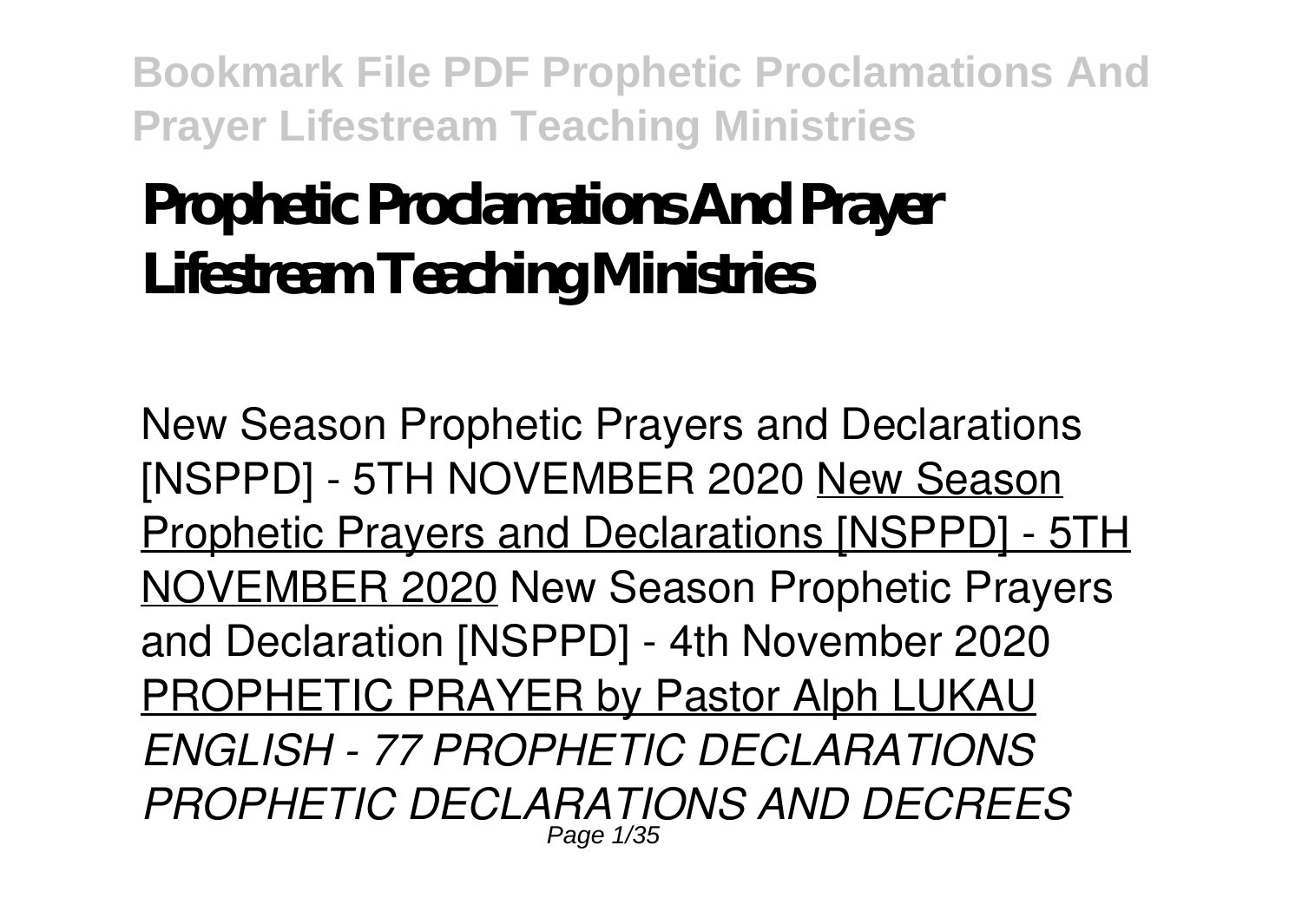# Prophetic Proclamations And Prayer Lifestream Teaching Ministries

New Season Prophetic Prayers and Declarations [NSPPD] - 5TH NOVEMBER 2020 New Season Prophetic Prayers and Declarations [NSPPD] - 5TH NOVEMBER 2020 New Season Prophetic Prayers and Declaration [NSPPD] - 4th November 2020 PROPHETIC PRAYER by Pastor Alph LUKAU *ENGLISH - 77 PROPHETIC DECLARATIONS PROPHETIC DECLARATIONS AND DECREES*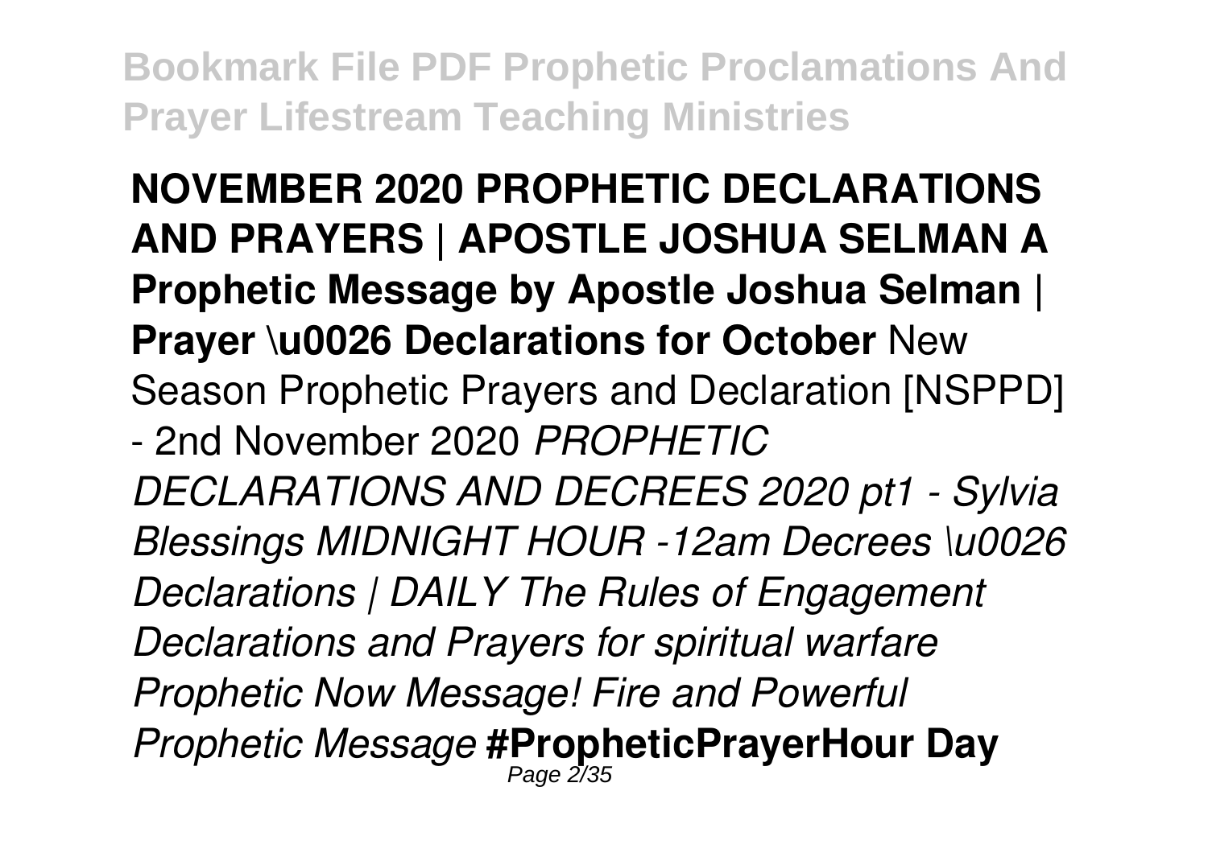**NOVEMBER 2020 PROPHETIC DECLARATIONS AND PRAYERS | APOSTLE JOSHUA SELMAN A Prophetic Message by Apostle Joshua Selman | Prayer \u0026 Declarations for October** New Season Prophetic Prayers and Declaration [NSPPD] - 2nd November 2020 *PROPHETIC DECLARATIONS AND DECREES 2020 pt1 - Sylvia Blessings MIDNIGHT HOUR -12am Decrees \u0026 Declarations | DAILY The Rules of Engagement Declarations and Prayers for spiritual warfare Prophetic Now Message! Fire and Powerful Prophetic Message* **#PropheticPrayerHour Day**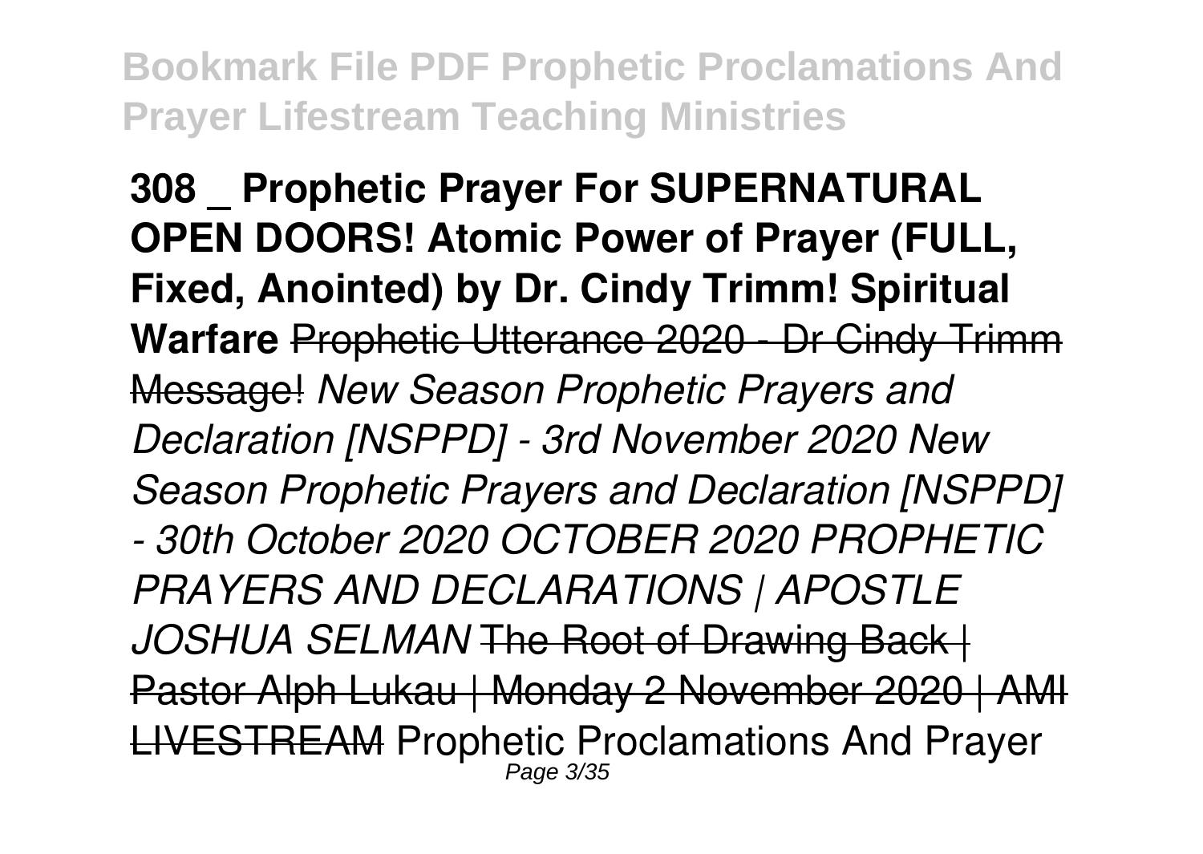**308 _ Prophetic Prayer For SUPERNATURAL OPEN DOORS! Atomic Power of Prayer (FULL, Fixed, Anointed) by Dr. Cindy Trimm! Spiritual Warfare** ~~Prophetic Utterance 2020 - Dr Cindy Trimm Message!~~ *New Season Prophetic Prayers and Declaration [NSPPD] - 3rd November 2020 New Season Prophetic Prayers and Declaration [NSPPD] - 30th October 2020 OCTOBER 2020 PROPHETIC PRAYERS AND DECLARATIONS | APOSTLE JOSHUA SELMAN* ~~The Root of Drawing Back | Pastor Alph Lukau | Monday 2 November 2020 | AMI LIVESTREAM~~ Prophetic Proclamations And Prayer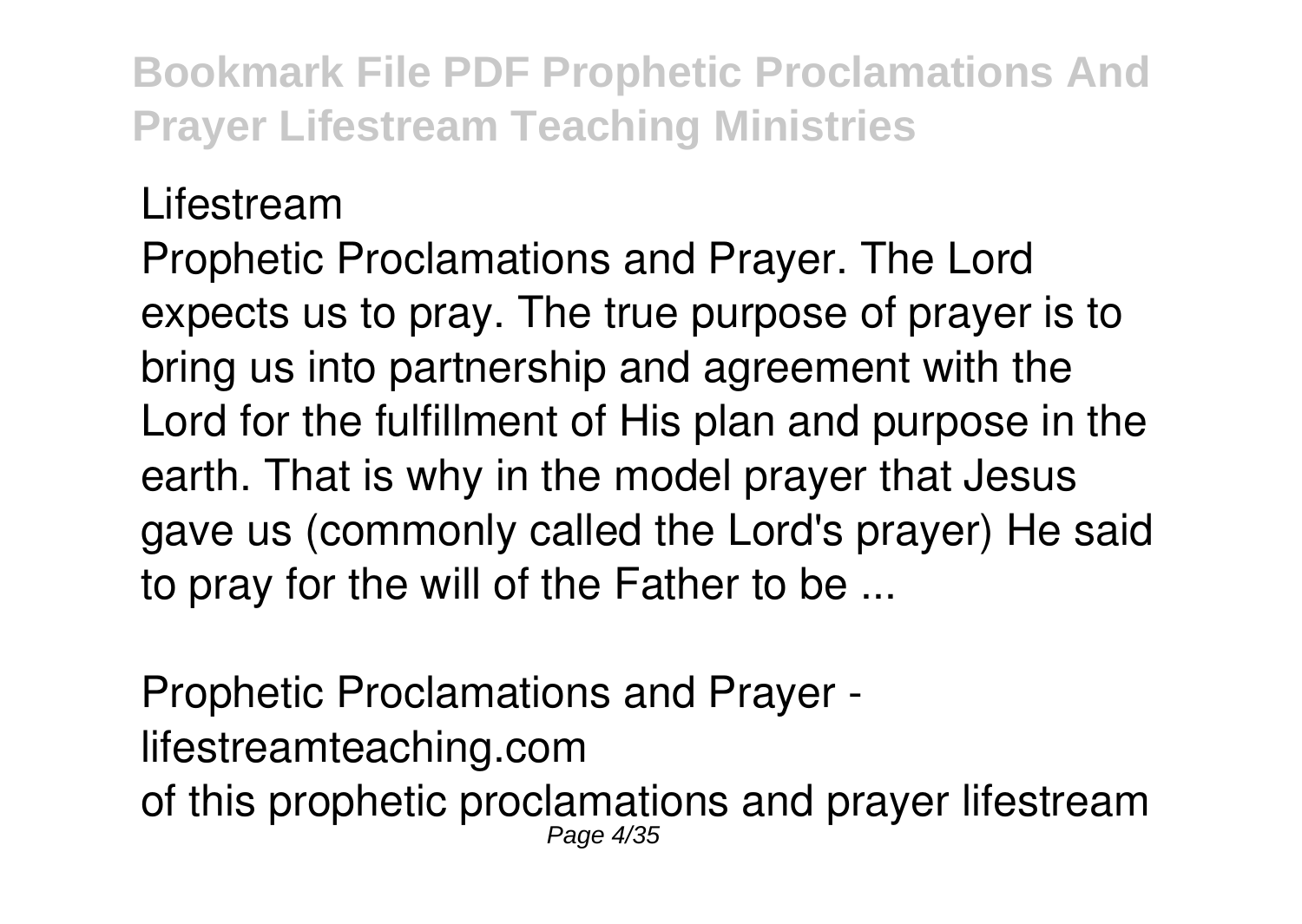Lifestream

Prophetic Proclamations and Prayer. The Lord expects us to pray. The true purpose of prayer is to bring us into partnership and agreement with the Lord for the fulfillment of His plan and purpose in the earth. That is why in the model prayer that Jesus gave us (commonly called the Lord's prayer) He said to pray for the will of the Father to be ...

Prophetic Proclamations and Prayer - lifestreamteaching.com

of this prophetic proclamations and prayer lifestream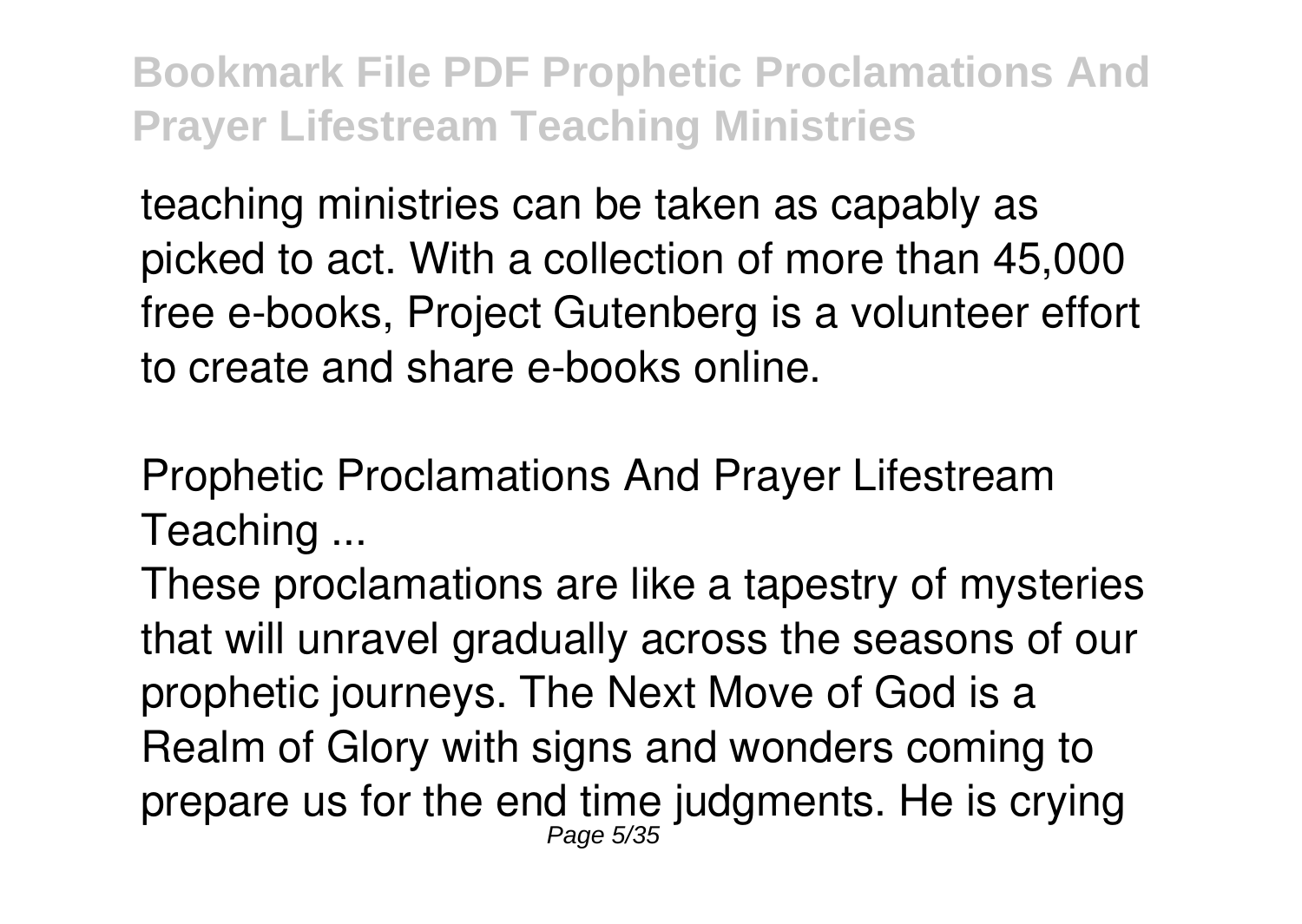teaching ministries can be taken as capably as picked to act. With a collection of more than 45,000 free e-books, Project Gutenberg is a volunteer effort to create and share e-books online.

## Prophetic Proclamations And Prayer Lifestream Teaching ...

These proclamations are like a tapestry of mysteries that will unravel gradually across the seasons of our prophetic journeys. The Next Move of God is a Realm of Glory with signs and wonders coming to prepare us for the end time judgments. He is crying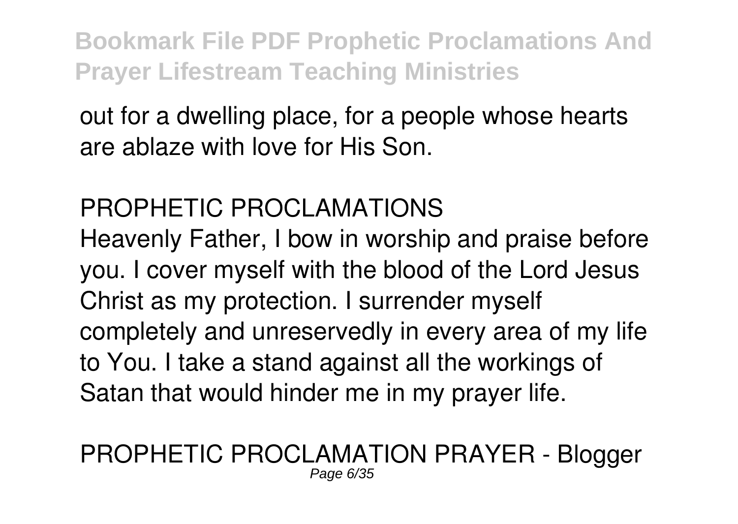out for a dwelling place, for a people whose hearts are ablaze with love for His Son.

## PROPHETIC PROCLAMATIONS

Heavenly Father, I bow in worship and praise before you. I cover myself with the blood of the Lord Jesus Christ as my protection. I surrender myself completely and unreservedly in every area of my life to You. I take a stand against all the workings of Satan that would hinder me in my prayer life.

## PROPHETIC PROCLAMATION PRAYER - Blogger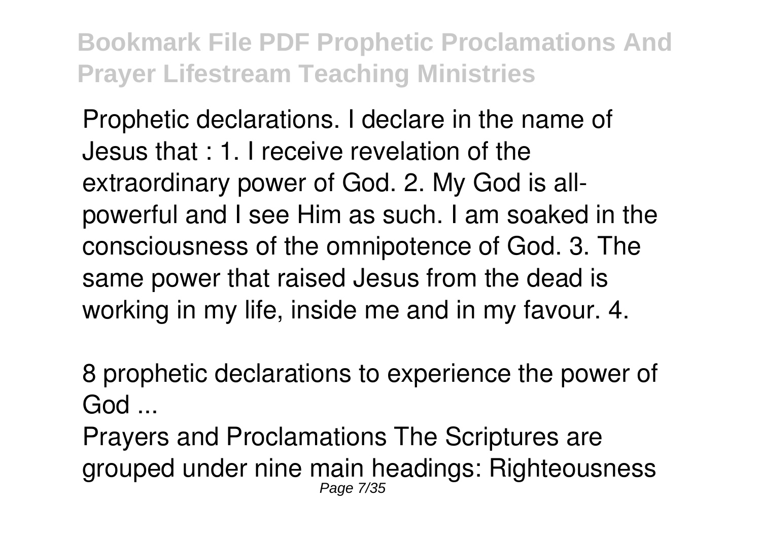Prophetic declarations. I declare in the name of Jesus that : 1. I receive revelation of the extraordinary power of God. 2. My God is all-powerful and I see Him as such. I am soaked in the consciousness of the omnipotence of God. 3. The same power that raised Jesus from the dead is working in my life, inside me and in my favour. 4.

8 prophetic declarations to experience the power of God ...

Prayers and Proclamations The Scriptures are grouped under nine main headings: Righteousness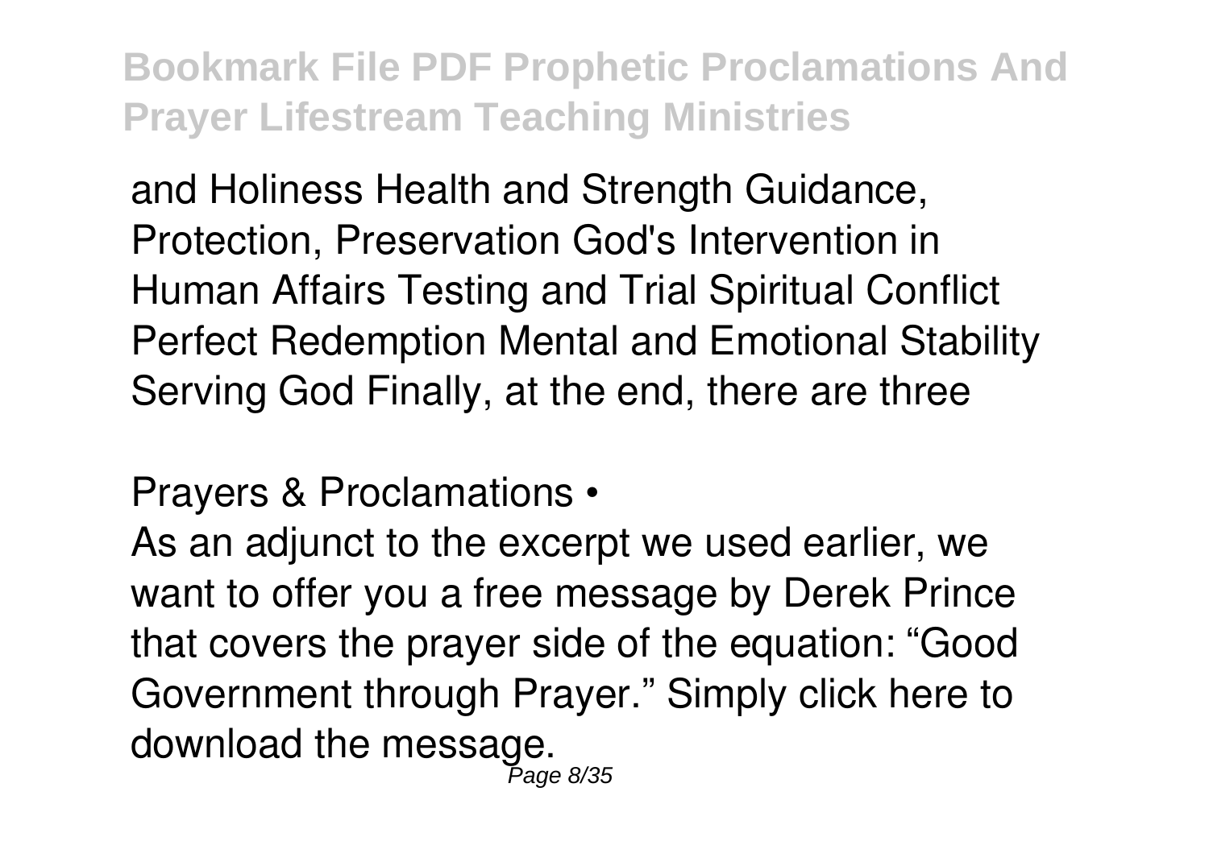and Holiness Health and Strength Guidance, Protection, Preservation God's Intervention in Human Affairs Testing and Trial Spiritual Conflict Perfect Redemption Mental and Emotional Stability Serving God Finally, at the end, there are three

Prayers & Proclamations •

As an adjunct to the excerpt we used earlier, we want to offer you a free message by Derek Prince that covers the prayer side of the equation: "Good Government through Prayer." Simply click here to download the message.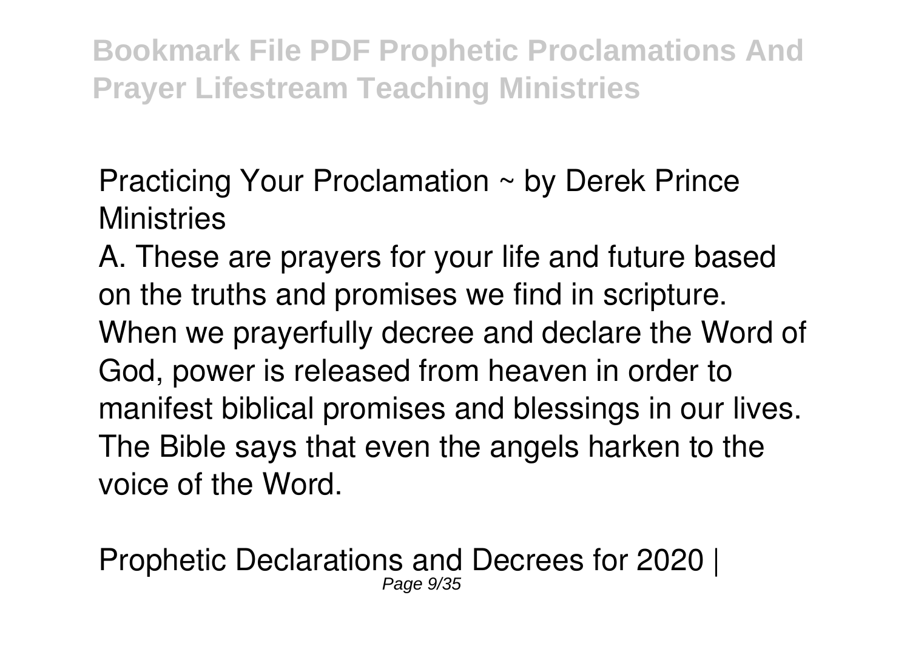Practicing Your Proclamation ~ by Derek Prince Ministries

A. These are prayers for your life and future based on the truths and promises we find in scripture. When we prayerfully decree and declare the Word of God, power is released from heaven in order to manifest biblical promises and blessings in our lives. The Bible says that even the angels harken to the voice of the Word.

Prophetic Declarations and Decrees for 2020 |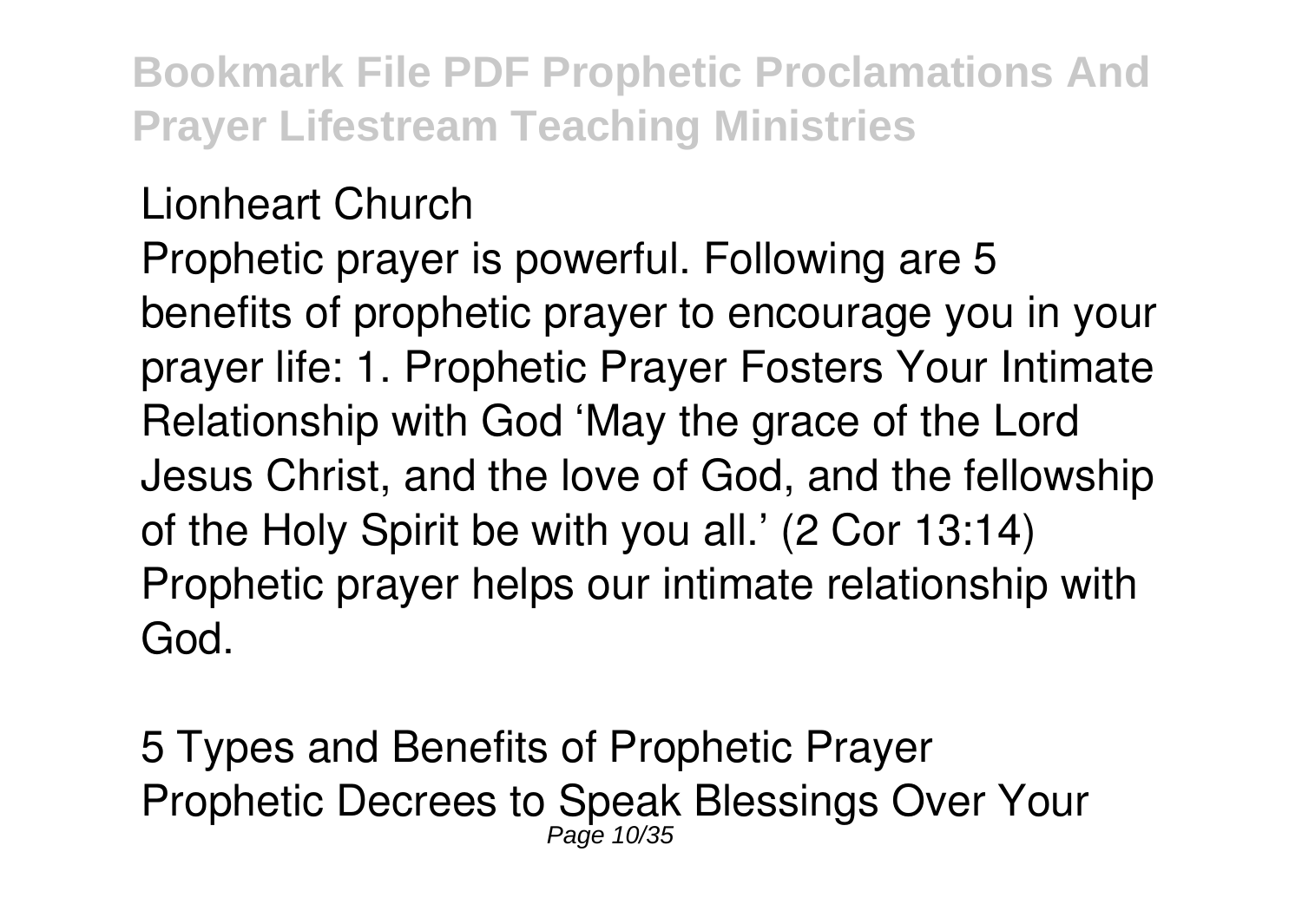Lionheart Church

Prophetic prayer is powerful. Following are 5 benefits of prophetic prayer to encourage you in your prayer life: 1. Prophetic Prayer Fosters Your Intimate Relationship with God 'May the grace of the Lord Jesus Christ, and the love of God, and the fellowship of the Holy Spirit be with you all.' (2 Cor 13:14) Prophetic prayer helps our intimate relationship with God.

5 Types and Benefits of Prophetic Prayer

Prophetic Decrees to Speak Blessings Over Your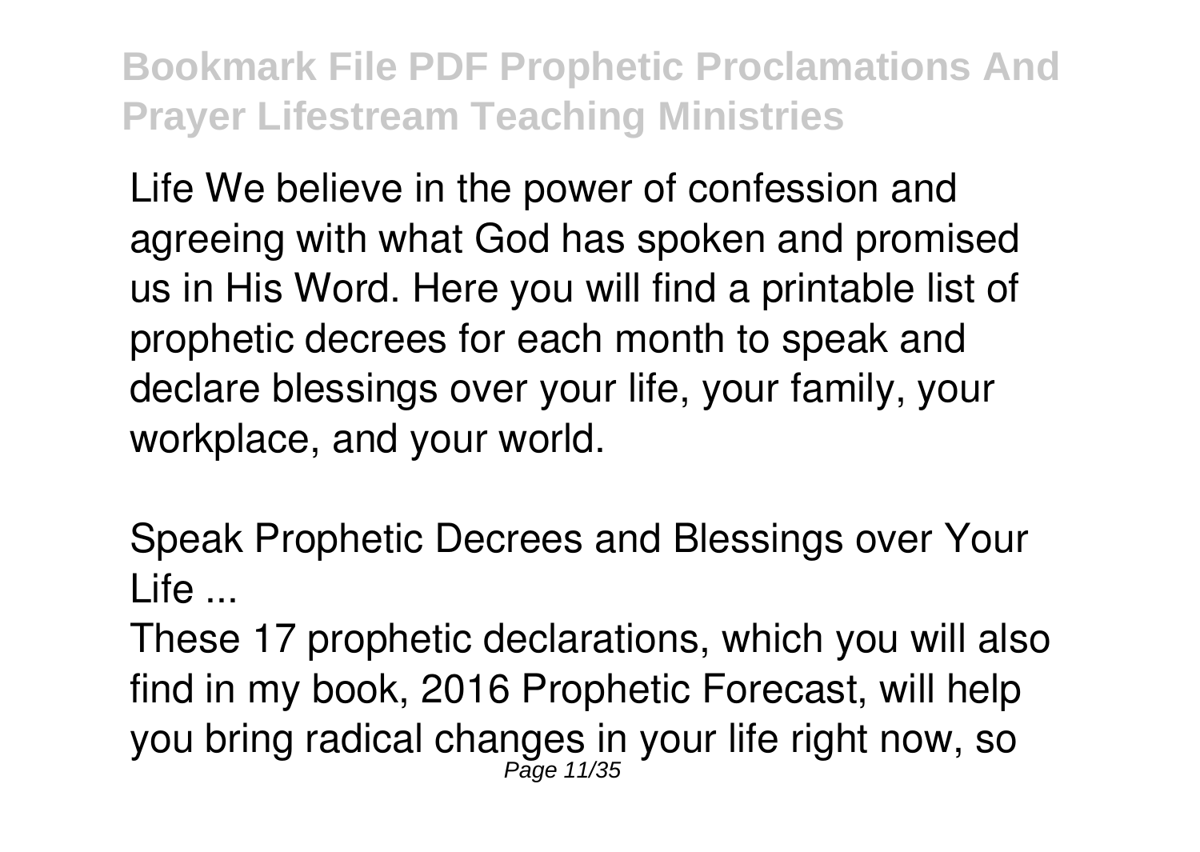Life We believe in the power of confession and agreeing with what God has spoken and promised us in His Word. Here you will find a printable list of prophetic decrees for each month to speak and declare blessings over your life, your family, your workplace, and your world.

Speak Prophetic Decrees and Blessings over Your Life ...

These 17 prophetic declarations, which you will also find in my book, 2016 Prophetic Forecast, will help you bring radical changes in your life right now, so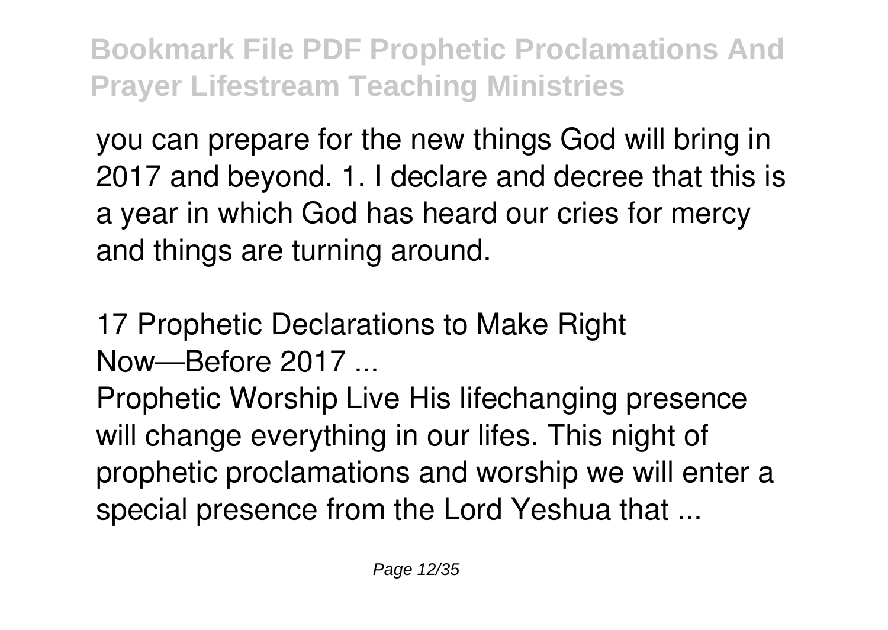you can prepare for the new things God will bring in 2017 and beyond. 1. I declare and decree that this is a year in which God has heard our cries for mercy and things are turning around.

17 Prophetic Declarations to Make Right Now—Before 2017 ...

Prophetic Worship Live His lifechanging presence will change everything in our lifes. This night of prophetic proclamations and worship we will enter a special presence from the Lord Yeshua that ...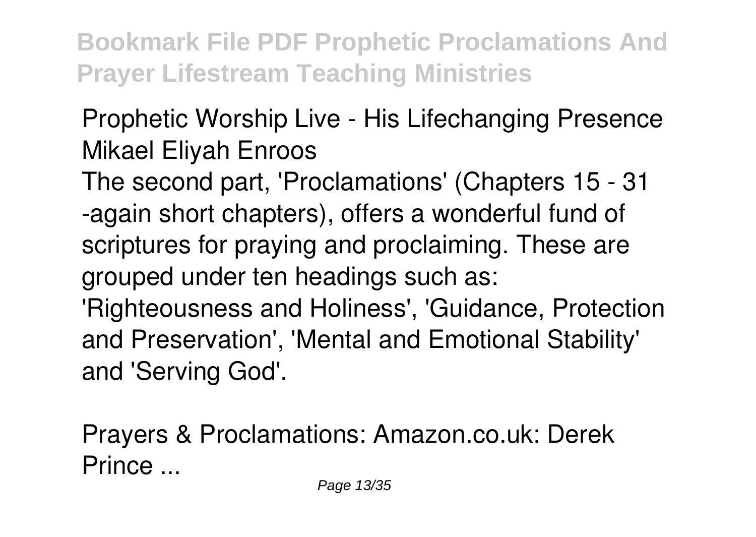Prophetic Worship Live - His Lifechanging Presence Mikael Eliyah Enroos

The second part, 'Proclamations' (Chapters 15 - 31 -again short chapters), offers a wonderful fund of scriptures for praying and proclaiming. These are grouped under ten headings such as: 'Righteousness and Holiness', 'Guidance, Protection and Preservation', 'Mental and Emotional Stability' and 'Serving God'.

Prayers & Proclamations: Amazon.co.uk: Derek Prince ...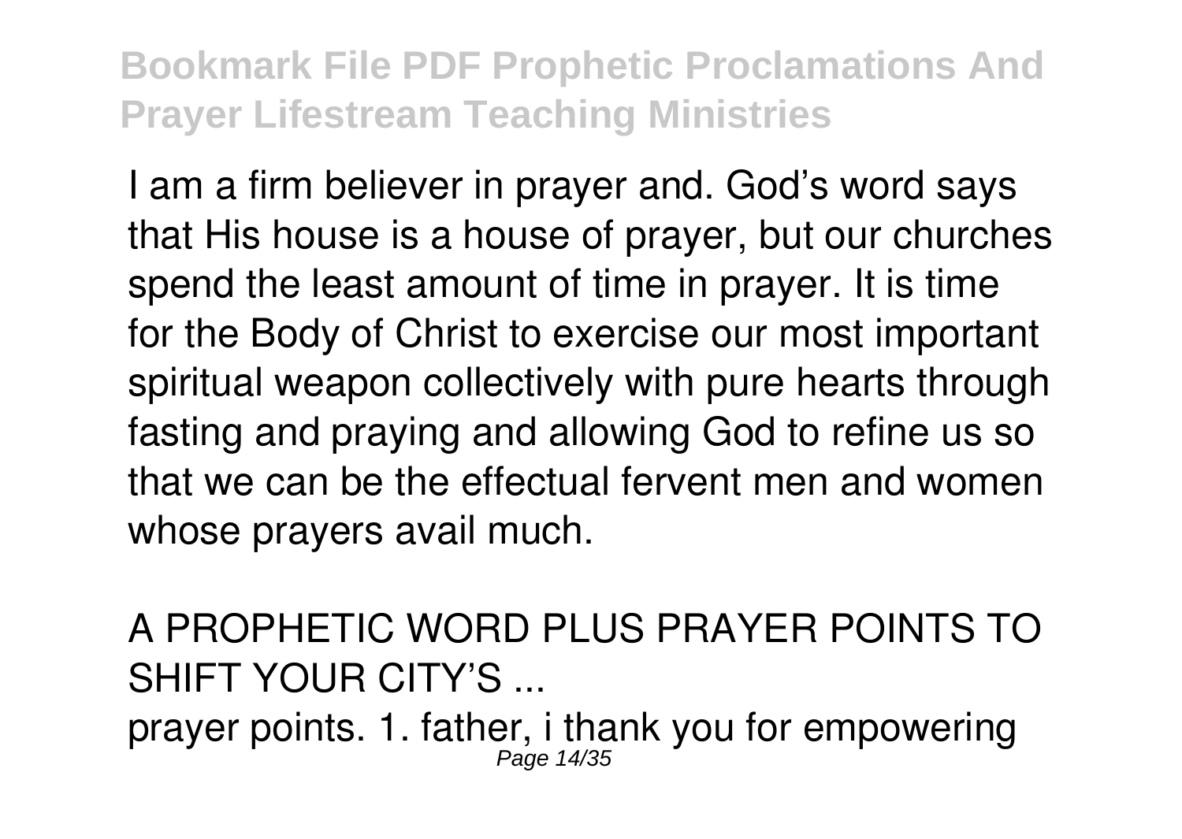I am a firm believer in prayer and. God's word says that His house is a house of prayer, but our churches spend the least amount of time in prayer. It is time for the Body of Christ to exercise our most important spiritual weapon collectively with pure hearts through fasting and praying and allowing God to refine us so that we can be the effectual fervent men and women whose prayers avail much.

## A PROPHETIC WORD PLUS PRAYER POINTS TO SHIFT YOUR CITY'S ...

prayer points. 1. father, i thank you for empowering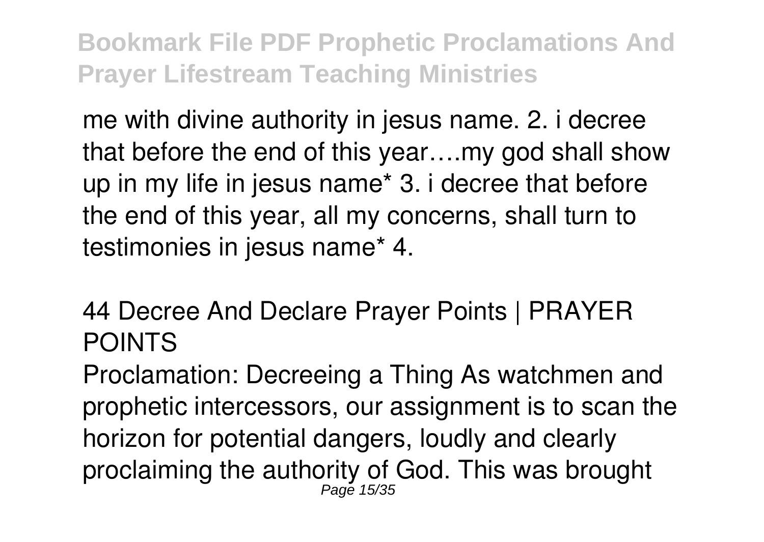me with divine authority in jesus name. 2. i decree that before the end of this year….my god shall show up in my life in jesus name* 3. i decree that before the end of this year, all my concerns, shall turn to testimonies in jesus name* 4.

## 44 Decree And Declare Prayer Points | PRAYER POINTS

Proclamation: Decreeing a Thing As watchmen and prophetic intercessors, our assignment is to scan the horizon for potential dangers, loudly and clearly proclaiming the authority of God. This was brought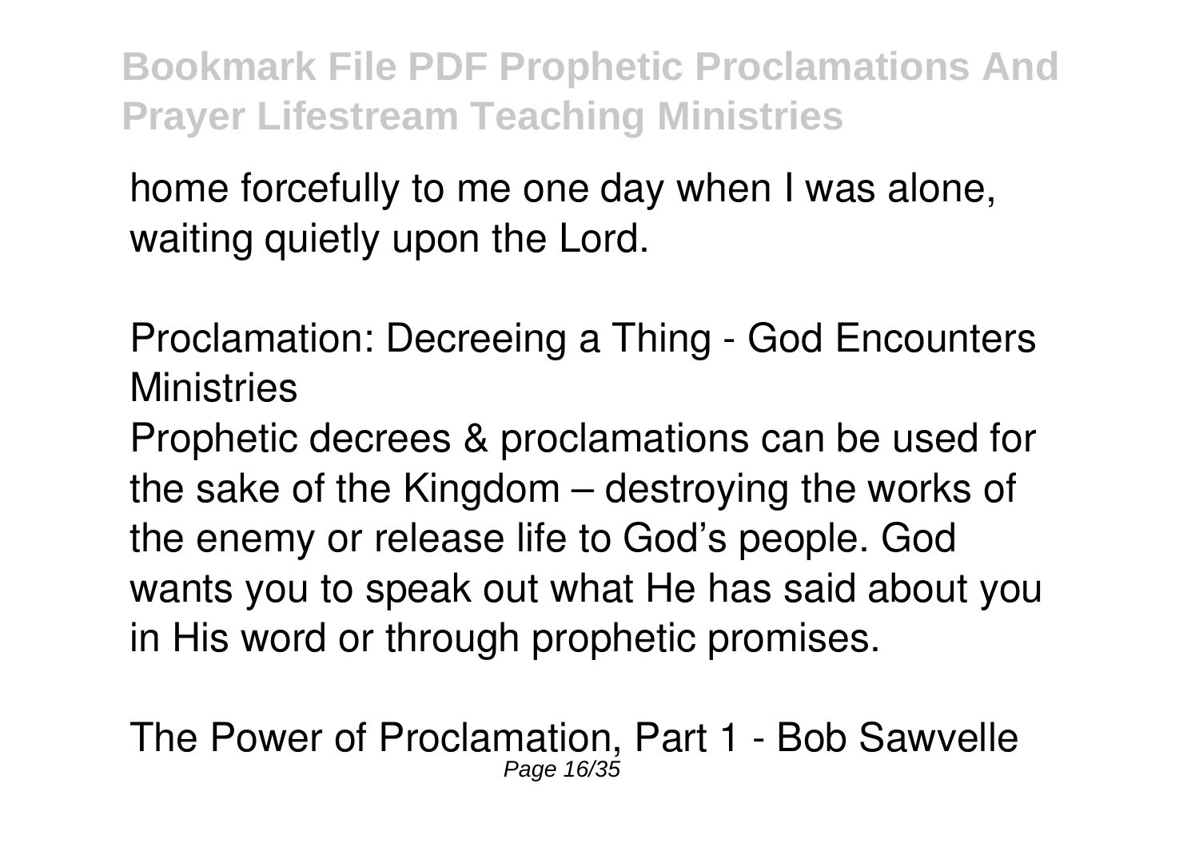home forcefully to me one day when I was alone, waiting quietly upon the Lord.

Proclamation: Decreeing a Thing - God Encounters Ministries

Prophetic decrees & proclamations can be used for the sake of the Kingdom – destroying the works of the enemy or release life to God's people. God wants you to speak out what He has said about you in His word or through prophetic promises.

The Power of Proclamation, Part 1 - Bob Sawvelle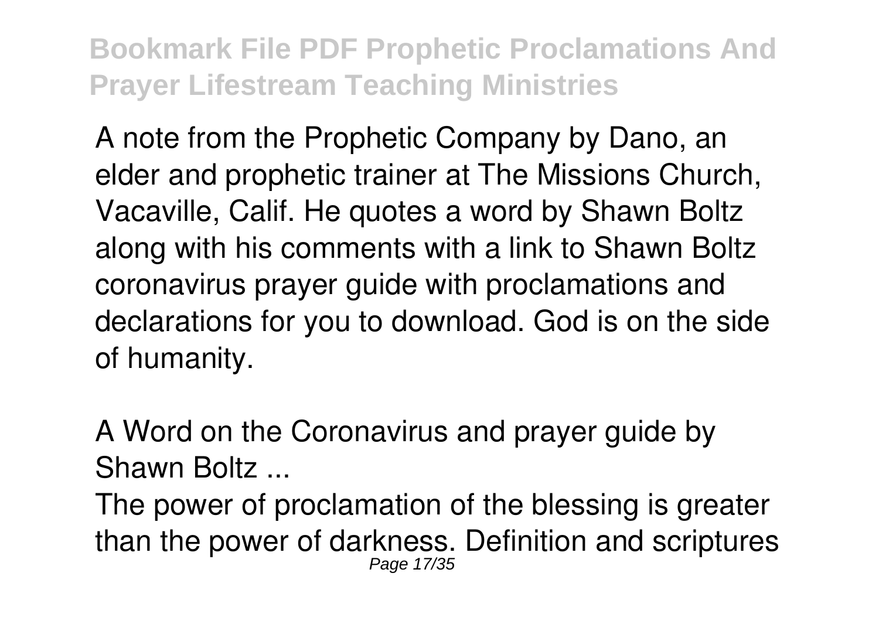A note from the Prophetic Company by Dano, an elder and prophetic trainer at The Missions Church, Vacaville, Calif. He quotes a word by Shawn Boltz along with his comments with a link to Shawn Boltz coronavirus prayer guide with proclamations and declarations for you to download. God is on the side of humanity.

A Word on the Coronavirus and prayer guide by Shawn Boltz ...

The power of proclamation of the blessing is greater than the power of darkness. Definition and scriptures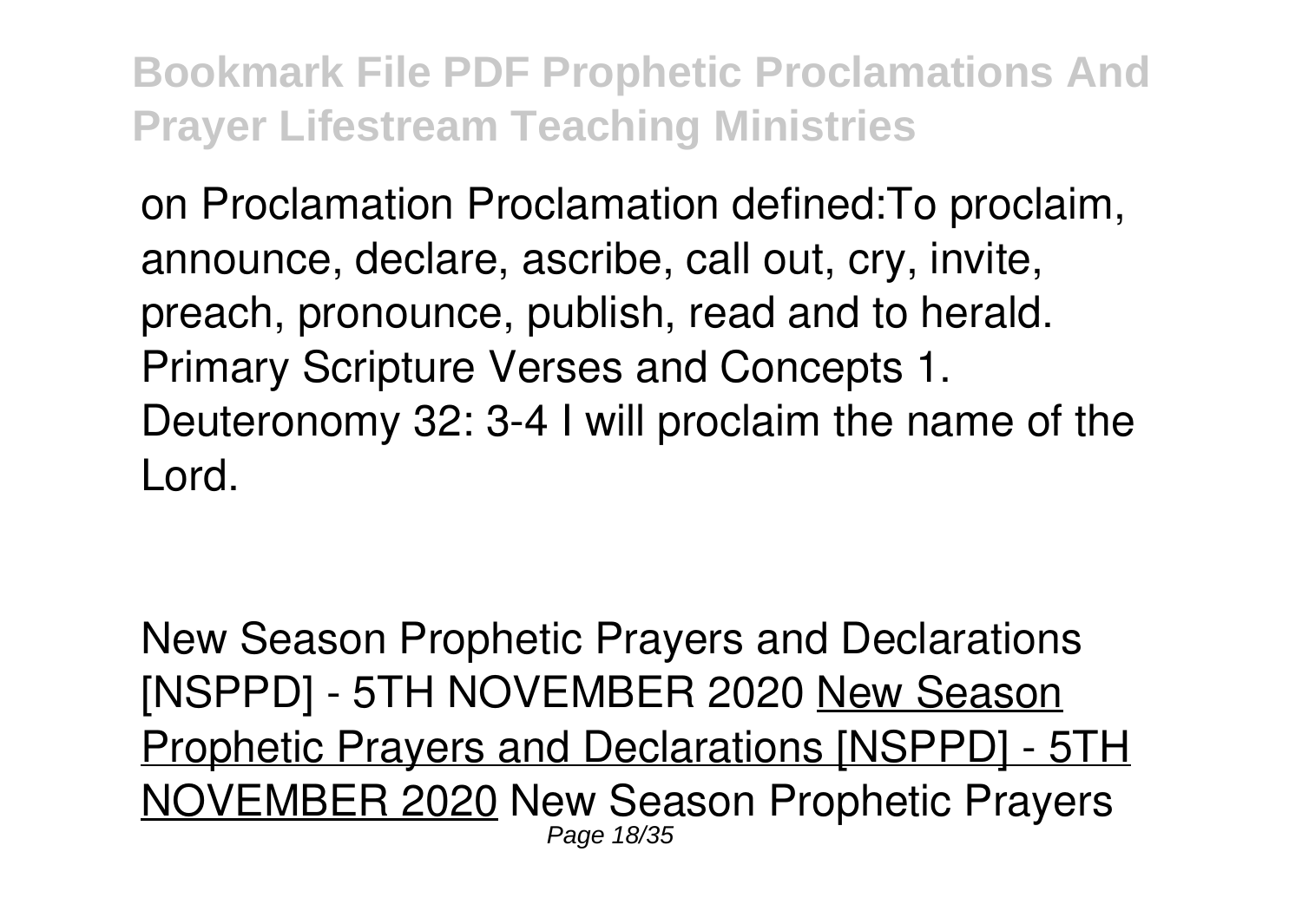on Proclamation Proclamation defined:To proclaim, announce, declare, ascribe, call out, cry, invite, preach, pronounce, publish, read and to herald. Primary Scripture Verses and Concepts 1. Deuteronomy 32: 3-4 I will proclaim the name of the Lord.

New Season Prophetic Prayers and Declarations [NSPPD] - 5TH NOVEMBER 2020 New Season Prophetic Prayers and Declarations [NSPPD] - 5TH NOVEMBER 2020 New Season Prophetic Prayers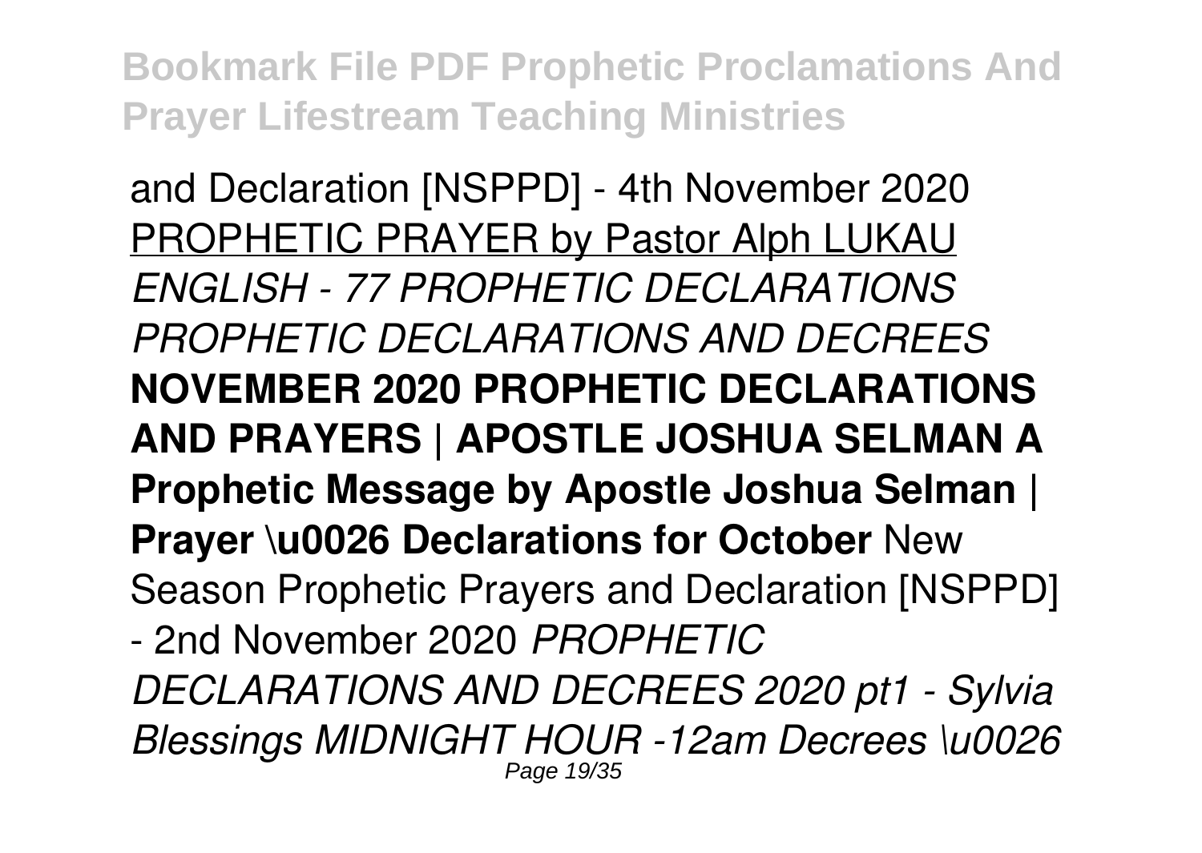and Declaration [NSPPD] - 4th November 2020 PROPHETIC PRAYER by Pastor Alph LUKAU *ENGLISH - 77 PROPHETIC DECLARATIONS PROPHETIC DECLARATIONS AND DECREES* **NOVEMBER 2020 PROPHETIC DECLARATIONS AND PRAYERS | APOSTLE JOSHUA SELMAN A Prophetic Message by Apostle Joshua Selman | Prayer \u0026 Declarations for October** New Season Prophetic Prayers and Declaration [NSPPD] - 2nd November 2020 *PROPHETIC DECLARATIONS AND DECREES 2020 pt1 - Sylvia Blessings MIDNIGHT HOUR -12am Decrees \u0026*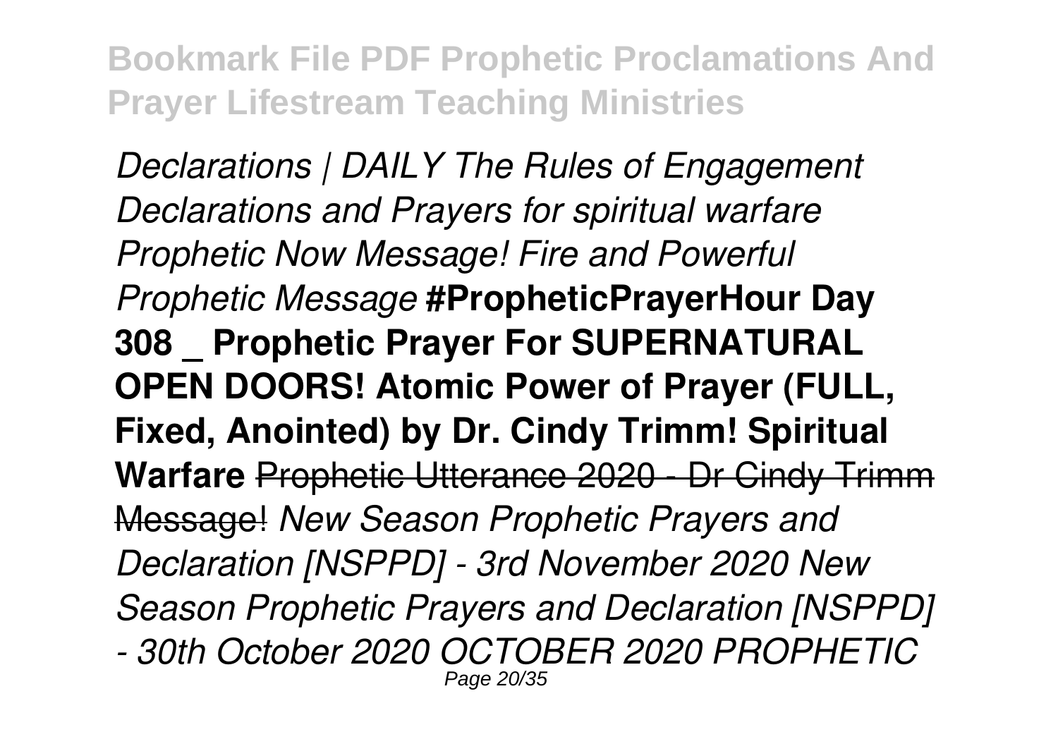*Declarations | DAILY The Rules of Engagement Declarations and Prayers for spiritual warfare Prophetic Now Message! Fire and Powerful Prophetic Message* **#PropheticPrayerHour Day 308 _ Prophetic Prayer For SUPERNATURAL OPEN DOORS! Atomic Power of Prayer (FULL, Fixed, Anointed) by Dr. Cindy Trimm! Spiritual Warfare** ~~Prophetic Utterance 2020 - Dr Cindy Trimm Message!~~ *New Season Prophetic Prayers and Declaration [NSPPD] - 3rd November 2020 New Season Prophetic Prayers and Declaration [NSPPD] - 30th October 2020 OCTOBER 2020 PROPHETIC*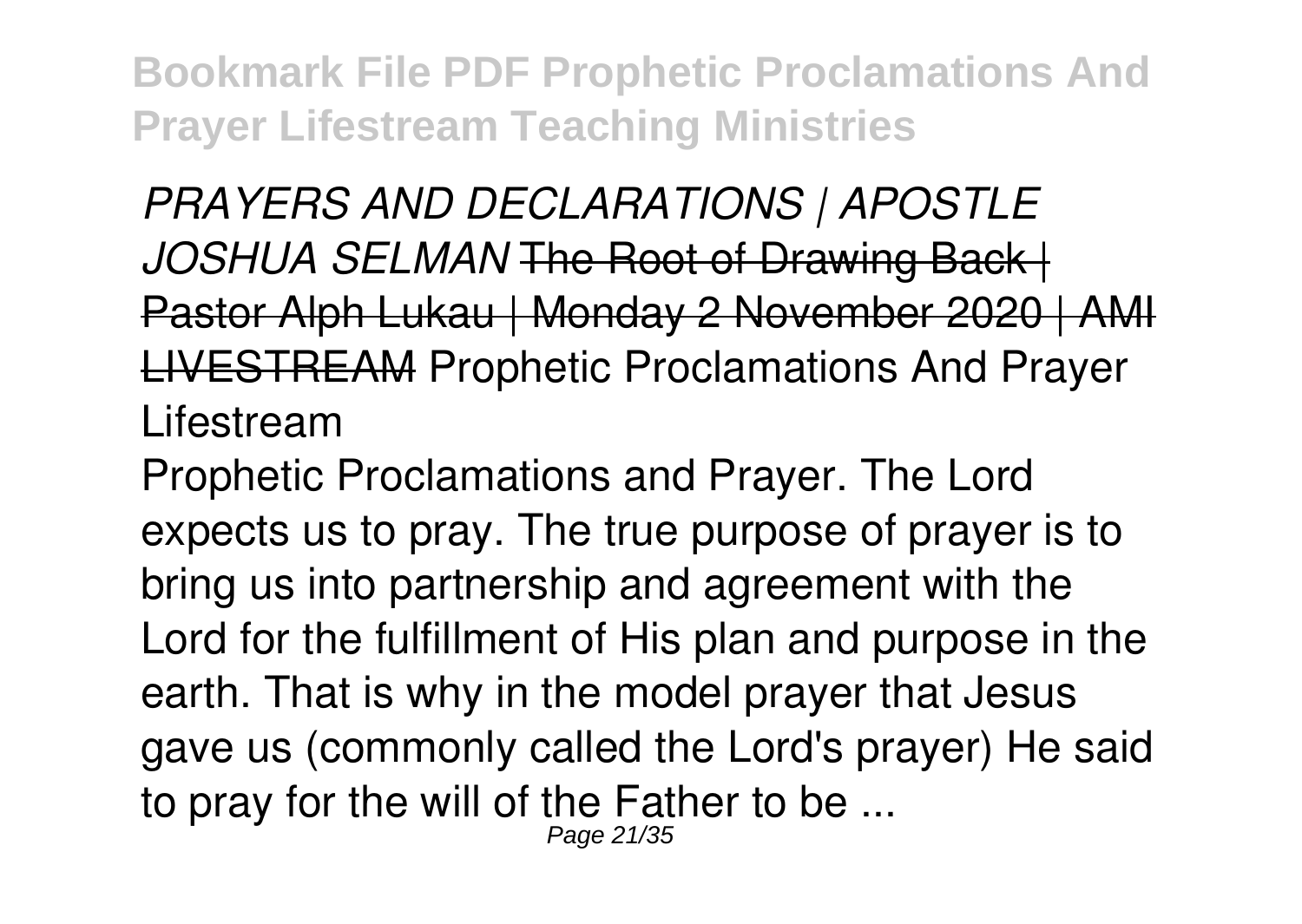*PRAYERS AND DECLARATIONS | APOSTLE JOSHUA SELMAN* ~~The Root of Drawing Back | Pastor Alph Lukau | Monday 2 November 2020 | AMI LIVESTREAM~~ Prophetic Proclamations And Prayer Lifestream

Prophetic Proclamations and Prayer. The Lord expects us to pray. The true purpose of prayer is to bring us into partnership and agreement with the Lord for the fulfillment of His plan and purpose in the earth. That is why in the model prayer that Jesus gave us (commonly called the Lord's prayer) He said to pray for the will of the Father to be ...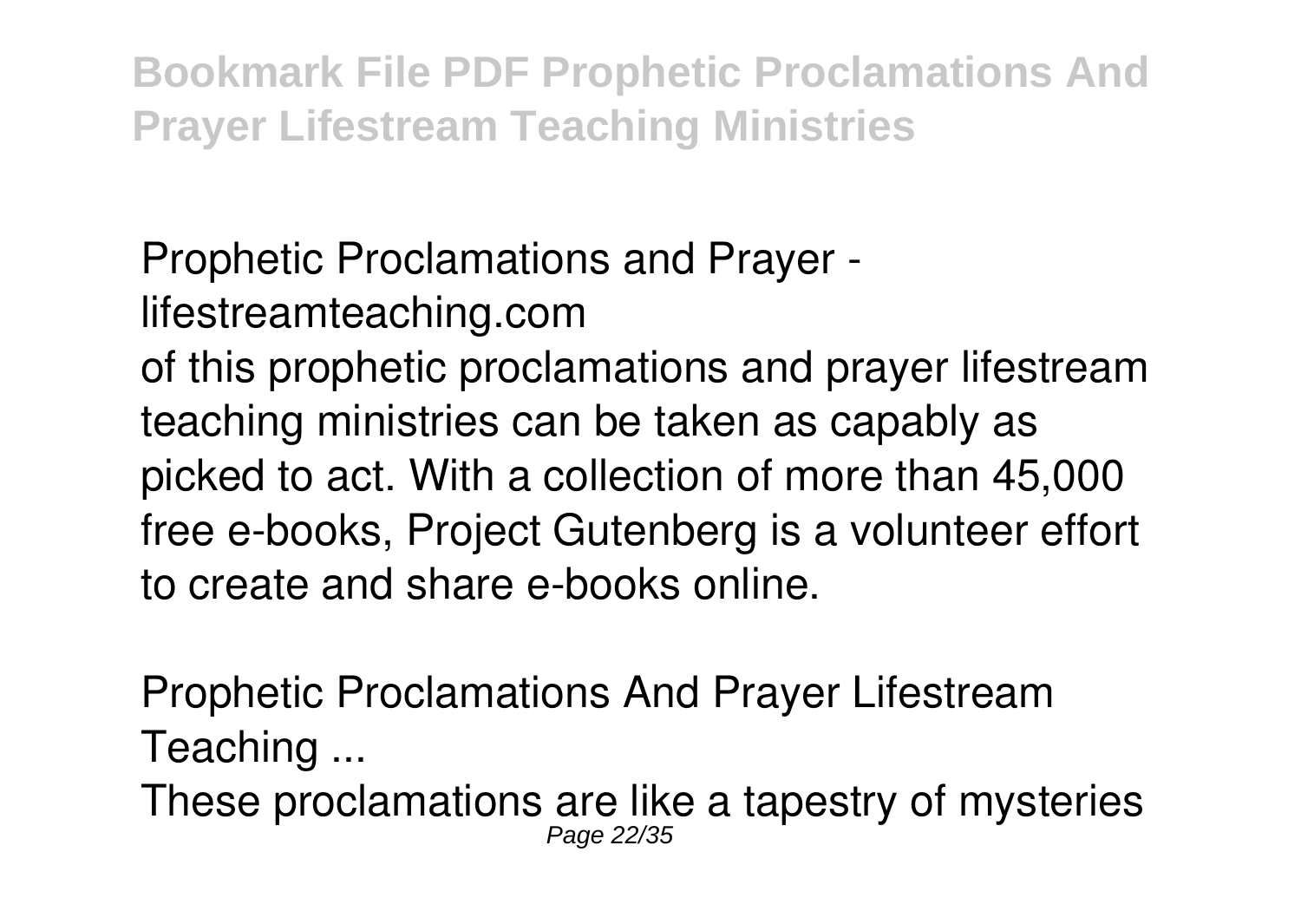## Prophetic Proclamations and Prayer - lifestreamteaching.com

of this prophetic proclamations and prayer lifestream teaching ministries can be taken as capably as picked to act. With a collection of more than 45,000 free e-books, Project Gutenberg is a volunteer effort to create and share e-books online.

## Prophetic Proclamations And Prayer Lifestream Teaching ...

These proclamations are like a tapestry of mysteries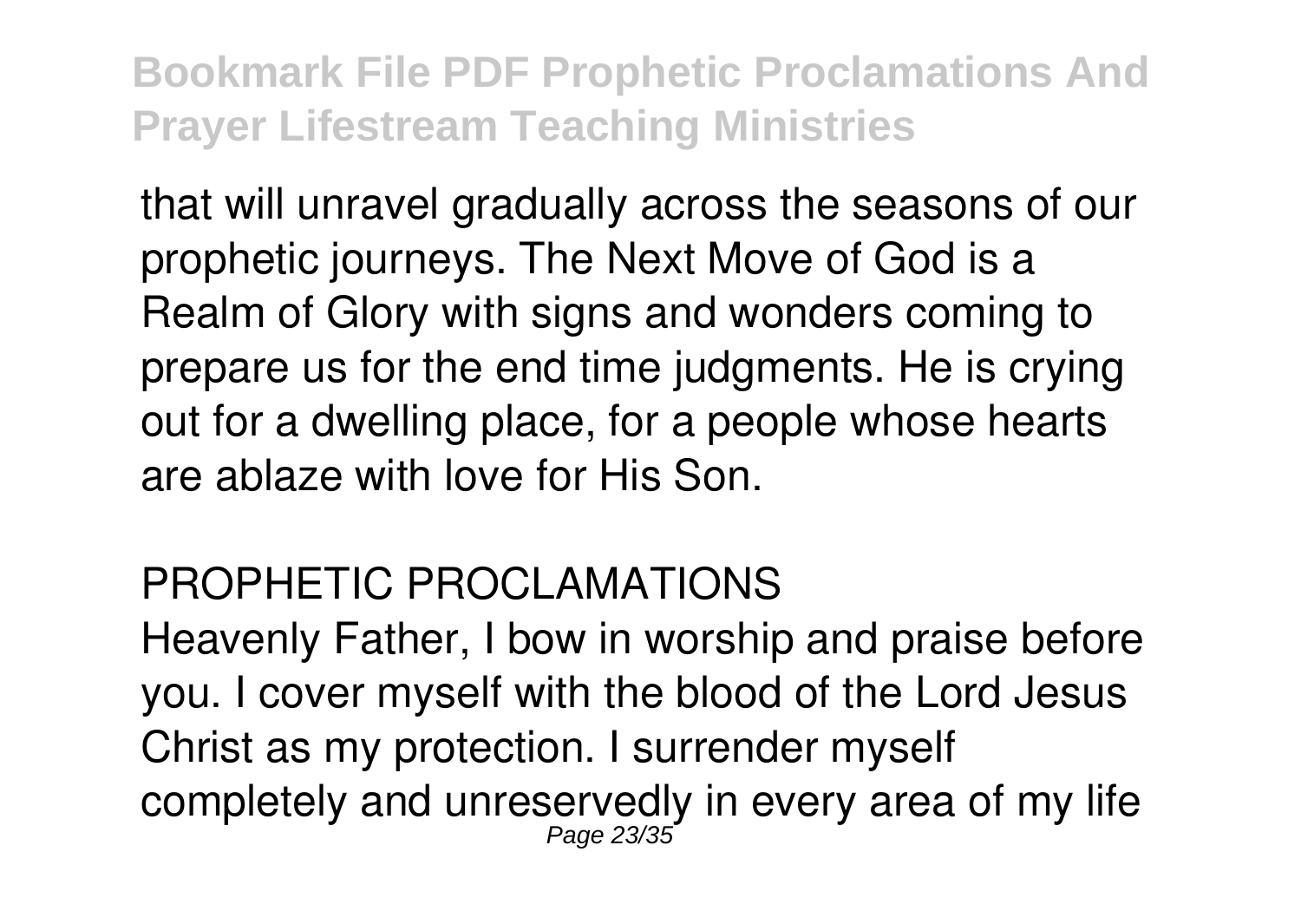that will unravel gradually across the seasons of our prophetic journeys. The Next Move of God is a Realm of Glory with signs and wonders coming to prepare us for the end time judgments. He is crying out for a dwelling place, for a people whose hearts are ablaze with love for His Son.

## PROPHETIC PROCLAMATIONS

Heavenly Father, I bow in worship and praise before you. I cover myself with the blood of the Lord Jesus Christ as my protection. I surrender myself completely and unreservedly in every area of my life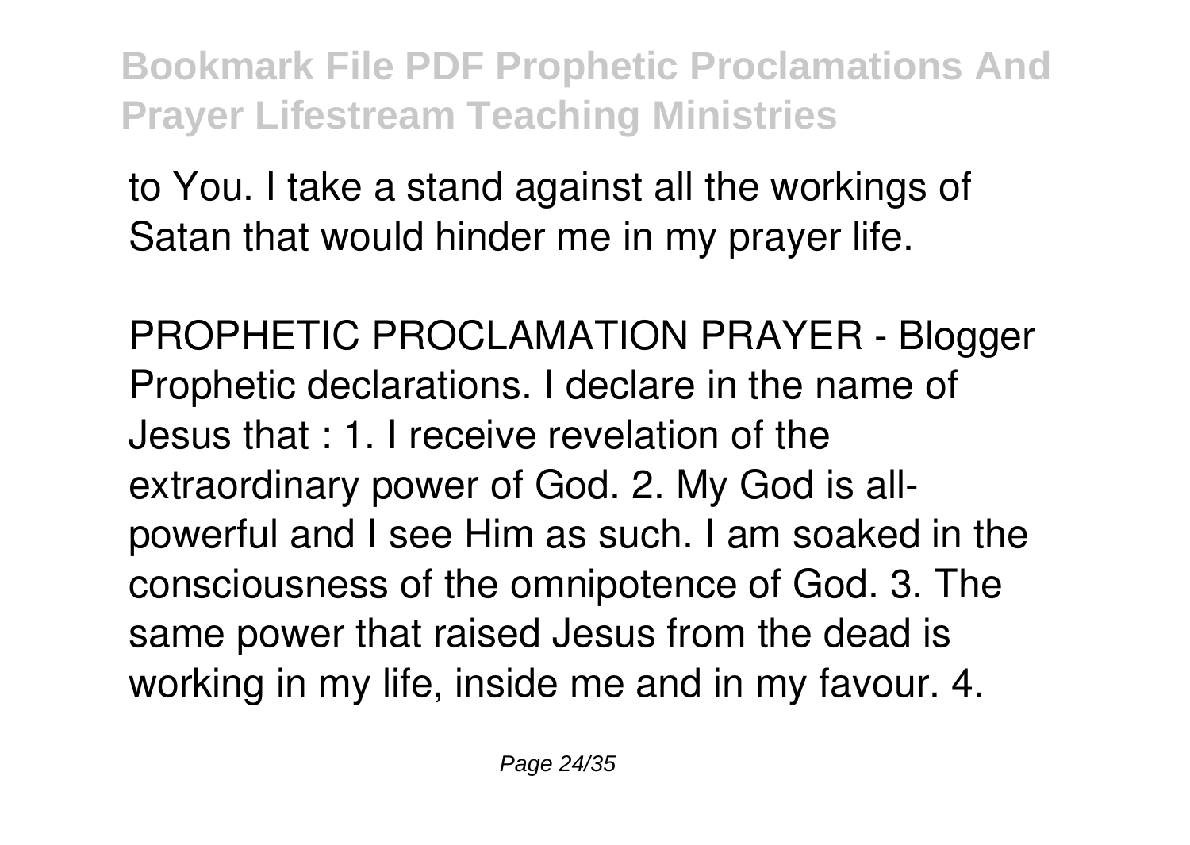to You. I take a stand against all the workings of Satan that would hinder me in my prayer life.

PROPHETIC PROCLAMATION PRAYER - Blogger
Prophetic declarations. I declare in the name of Jesus that : 1. I receive revelation of the extraordinary power of God. 2. My God is all-powerful and I see Him as such. I am soaked in the consciousness of the omnipotence of God. 3. The same power that raised Jesus from the dead is working in my life, inside me and in my favour. 4.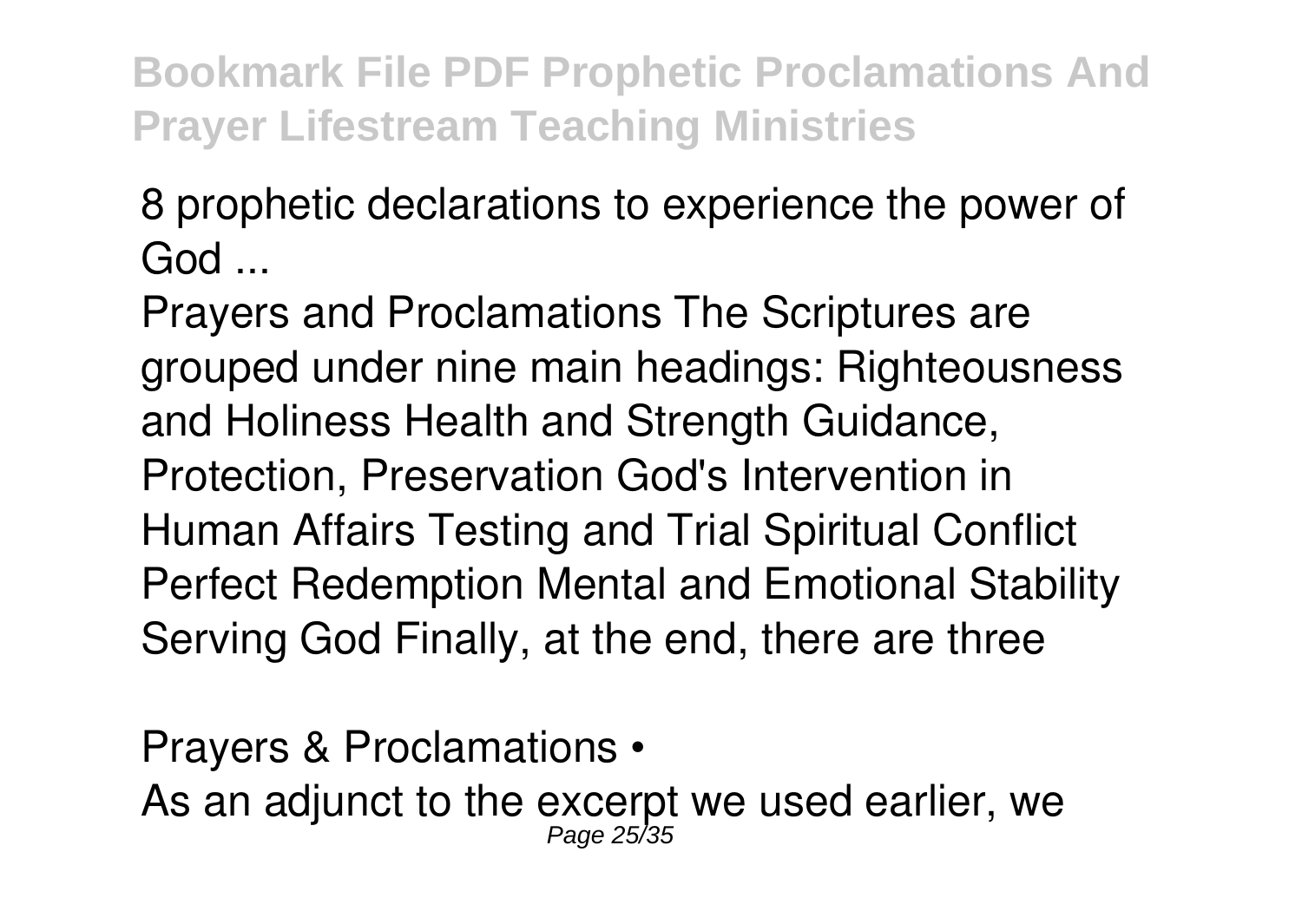8 prophetic declarations to experience the power of God ...

Prayers and Proclamations The Scriptures are grouped under nine main headings: Righteousness and Holiness Health and Strength Guidance, Protection, Preservation God's Intervention in Human Affairs Testing and Trial Spiritual Conflict Perfect Redemption Mental and Emotional Stability Serving God Finally, at the end, there are three

Prayers & Proclamations •

As an adjunct to the excerpt we used earlier, we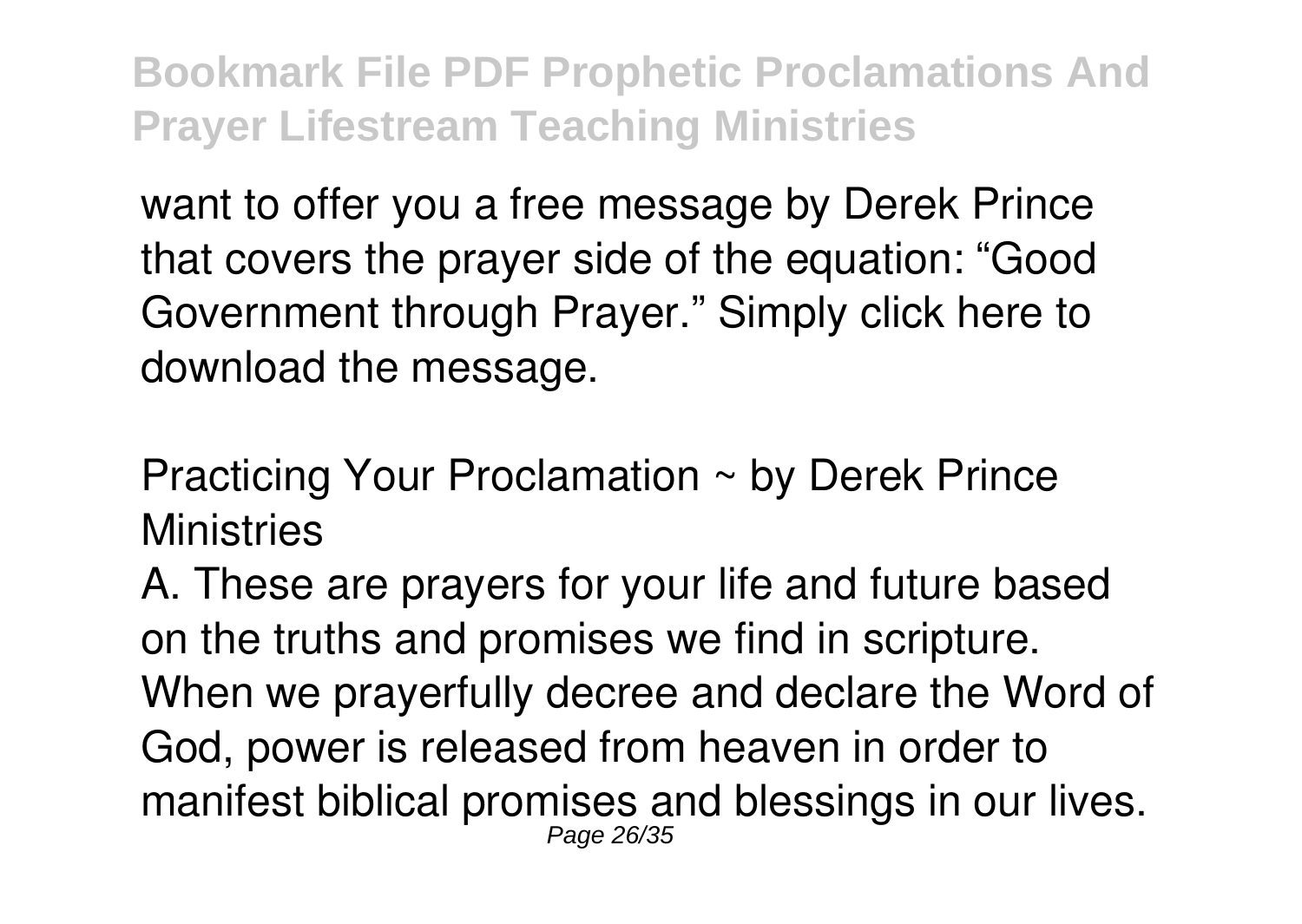want to offer you a free message by Derek Prince that covers the prayer side of the equation: “Good Government through Prayer.” Simply click here to download the message.

Practicing Your Proclamation ~ by Derek Prince Ministries

A. These are prayers for your life and future based on the truths and promises we find in scripture. When we prayerfully decree and declare the Word of God, power is released from heaven in order to manifest biblical promises and blessings in our lives.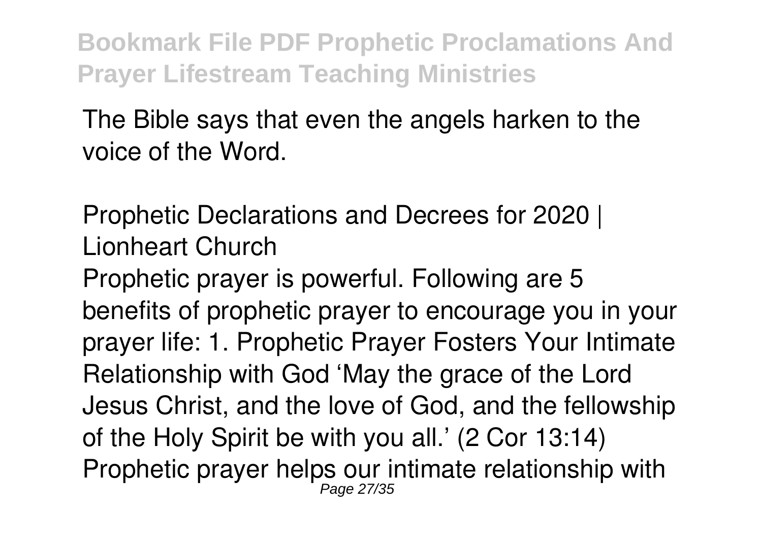The Bible says that even the angels harken to the voice of the Word.

Prophetic Declarations and Decrees for 2020 | Lionheart Church

Prophetic prayer is powerful. Following are 5 benefits of prophetic prayer to encourage you in your prayer life: 1. Prophetic Prayer Fosters Your Intimate Relationship with God 'May the grace of the Lord Jesus Christ, and the love of God, and the fellowship of the Holy Spirit be with you all.' (2 Cor 13:14) Prophetic prayer helps our intimate relationship with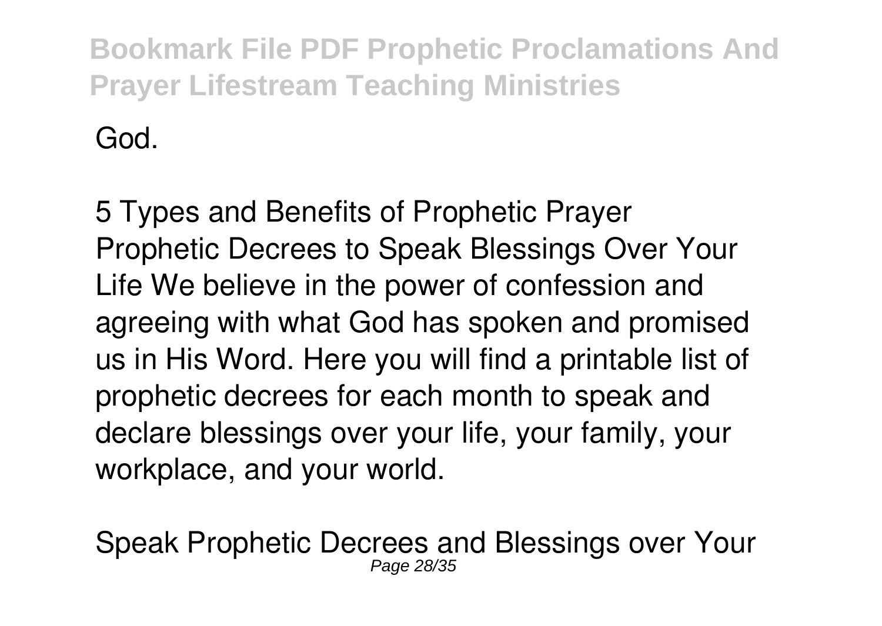God.

5 Types and Benefits of Prophetic Prayer
Prophetic Decrees to Speak Blessings Over Your Life We believe in the power of confession and agreeing with what God has spoken and promised us in His Word. Here you will find a printable list of prophetic decrees for each month to speak and declare blessings over your life, your family, your workplace, and your world.

Speak Prophetic Decrees and Blessings over Your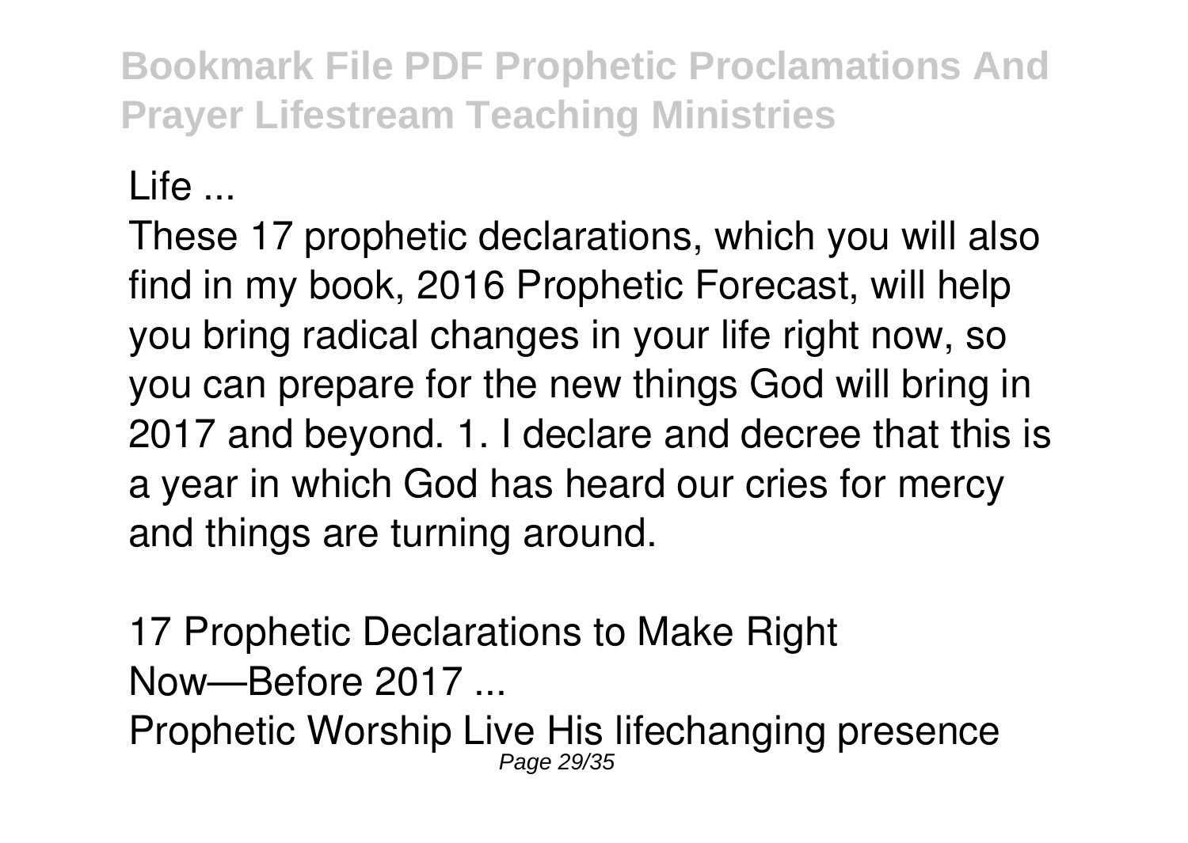Life ...

These 17 prophetic declarations, which you will also find in my book, 2016 Prophetic Forecast, will help you bring radical changes in your life right now, so you can prepare for the new things God will bring in 2017 and beyond. 1. I declare and decree that this is a year in which God has heard our cries for mercy and things are turning around.

17 Prophetic Declarations to Make Right Now—Before 2017 ...

Prophetic Worship Live His lifechanging presence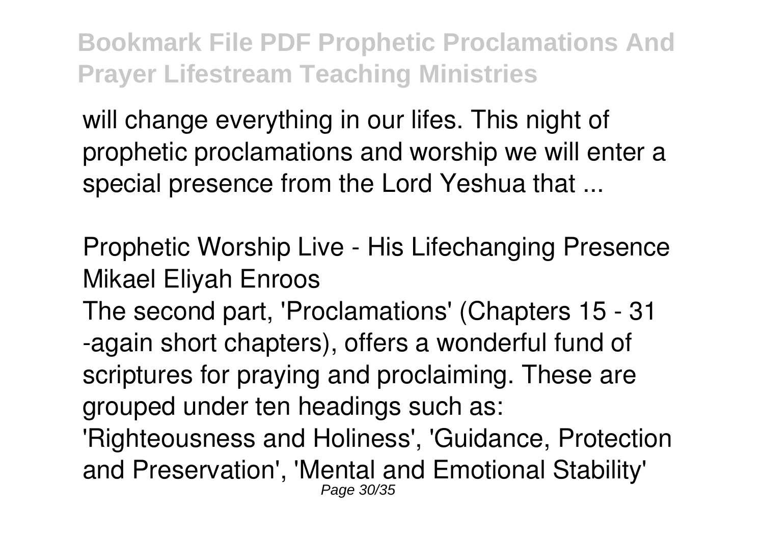will change everything in our lifes. This night of prophetic proclamations and worship we will enter a special presence from the Lord Yeshua that ...

Prophetic Worship Live - His Lifechanging Presence Mikael Eliyah Enroos

The second part, 'Proclamations' (Chapters 15 - 31 -again short chapters), offers a wonderful fund of scriptures for praying and proclaiming. These are grouped under ten headings such as: 'Righteousness and Holiness', 'Guidance, Protection and Preservation', 'Mental and Emotional Stability'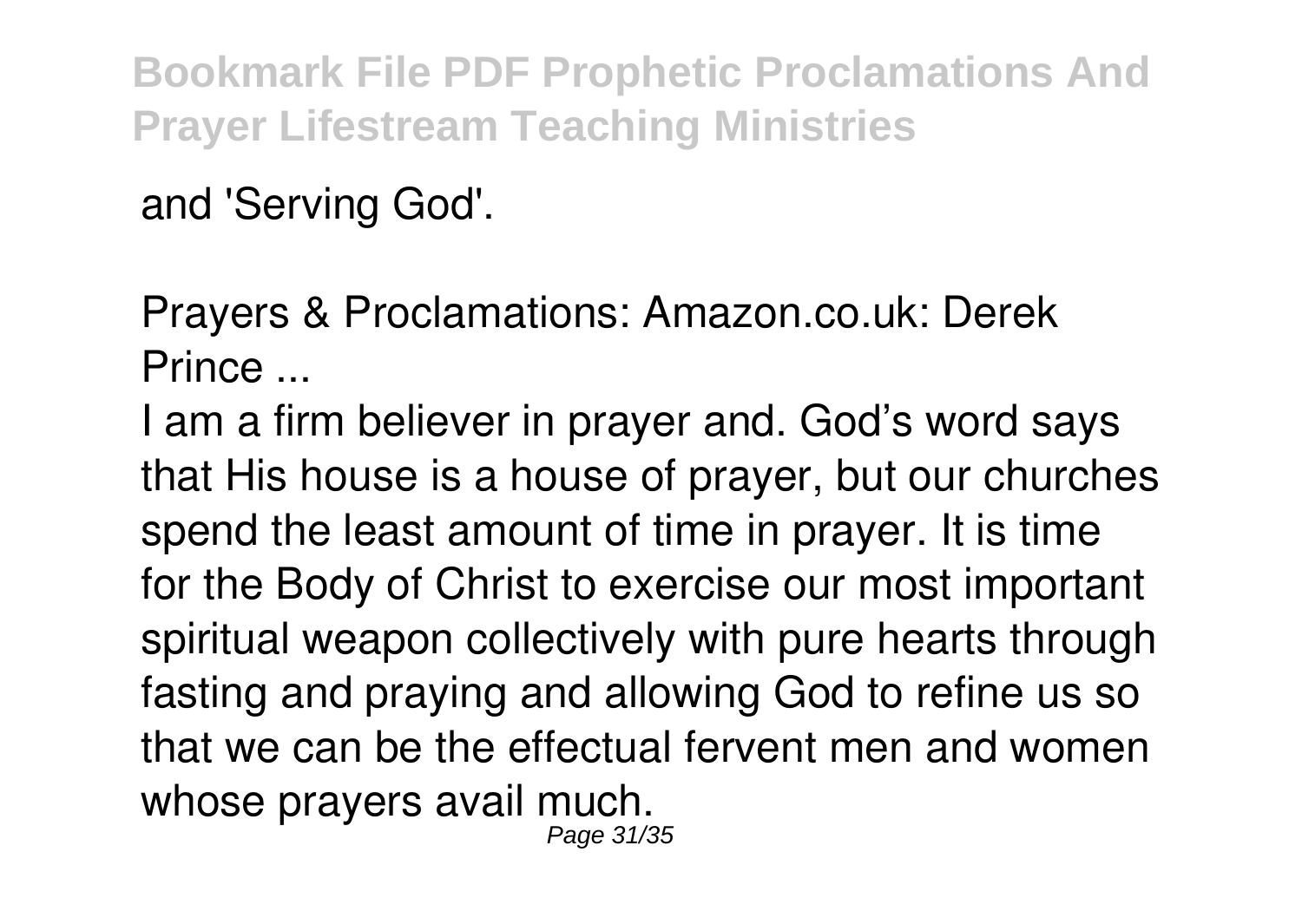and 'Serving God'.

Prayers & Proclamations: Amazon.co.uk: Derek Prince ...

I am a firm believer in prayer and. God's word says that His house is a house of prayer, but our churches spend the least amount of time in prayer. It is time for the Body of Christ to exercise our most important spiritual weapon collectively with pure hearts through fasting and praying and allowing God to refine us so that we can be the effectual fervent men and women whose prayers avail much.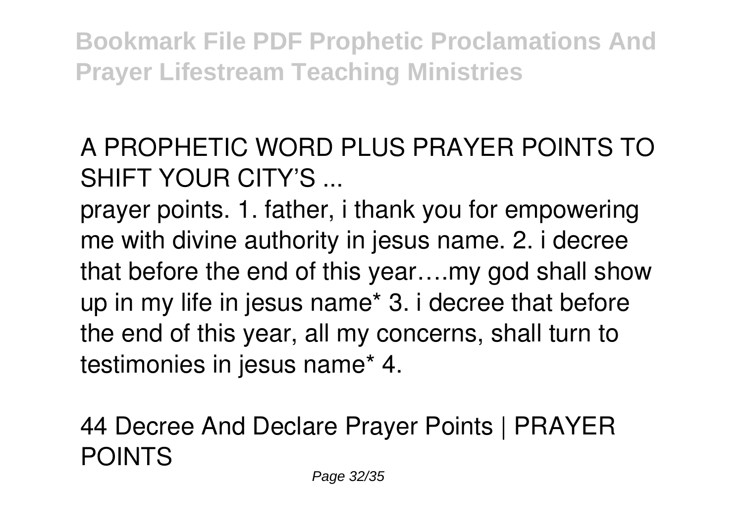## A PROPHETIC WORD PLUS PRAYER POINTS TO SHIFT YOUR CITY'S ...

prayer points. 1. father, i thank you for empowering me with divine authority in jesus name. 2. i decree that before the end of this year….my god shall show up in my life in jesus name* 3. i decree that before the end of this year, all my concerns, shall turn to testimonies in jesus name* 4.

## 44 Decree And Declare Prayer Points | PRAYER POINTS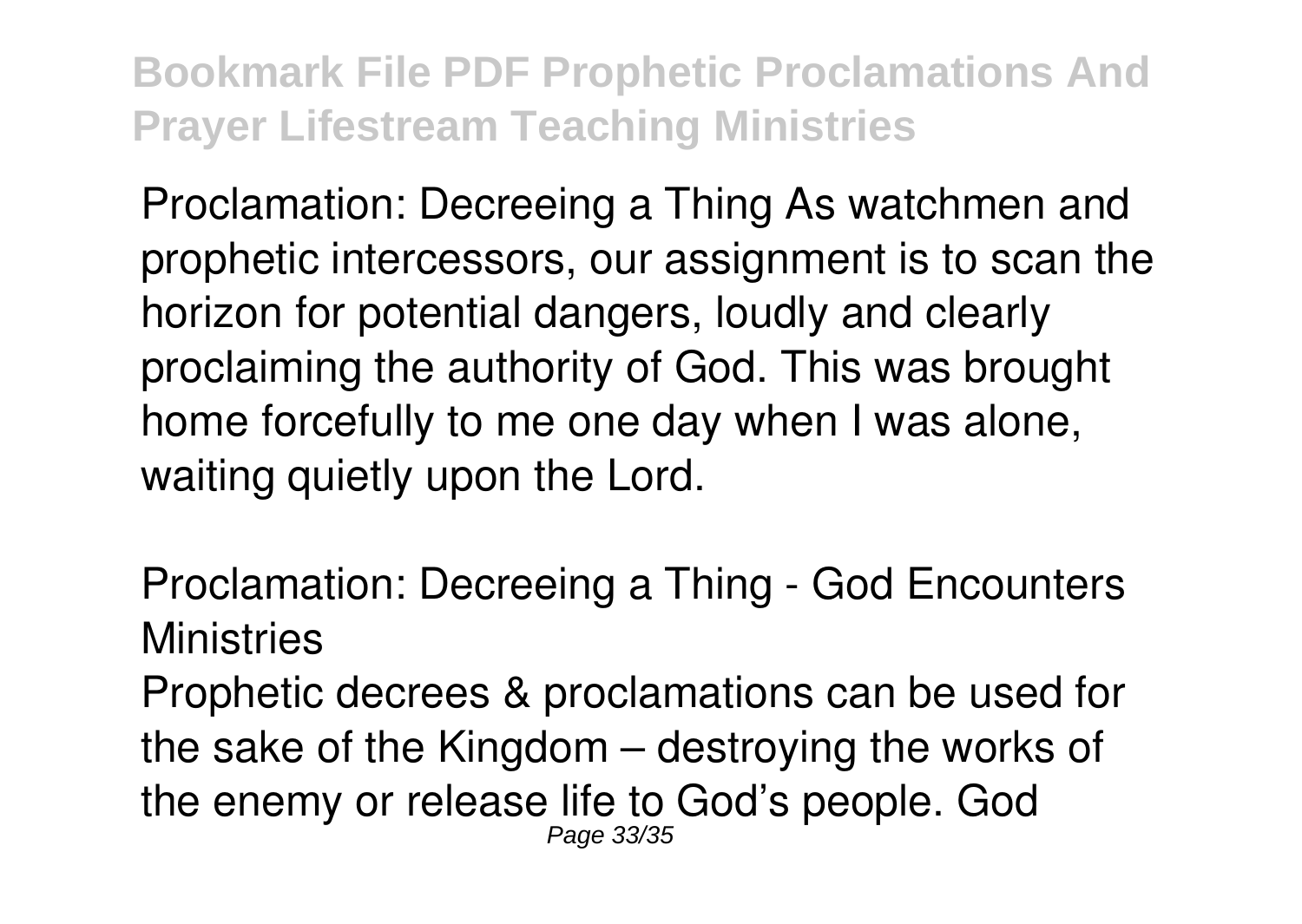Proclamation: Decreeing a Thing As watchmen and prophetic intercessors, our assignment is to scan the horizon for potential dangers, loudly and clearly proclaiming the authority of God. This was brought home forcefully to me one day when I was alone, waiting quietly upon the Lord.

Proclamation: Decreeing a Thing - God Encounters Ministries

Prophetic decrees & proclamations can be used for the sake of the Kingdom – destroying the works of the enemy or release life to God's people. God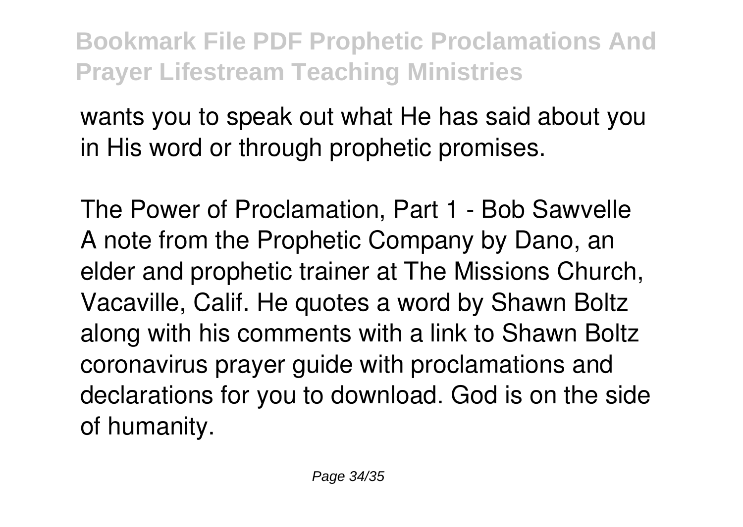wants you to speak out what He has said about you in His word or through prophetic promises.

The Power of Proclamation, Part 1 - Bob Sawvelle
A note from the Prophetic Company by Dano, an elder and prophetic trainer at The Missions Church, Vacaville, Calif. He quotes a word by Shawn Boltz along with his comments with a link to Shawn Boltz coronavirus prayer guide with proclamations and declarations for you to download. God is on the side of humanity.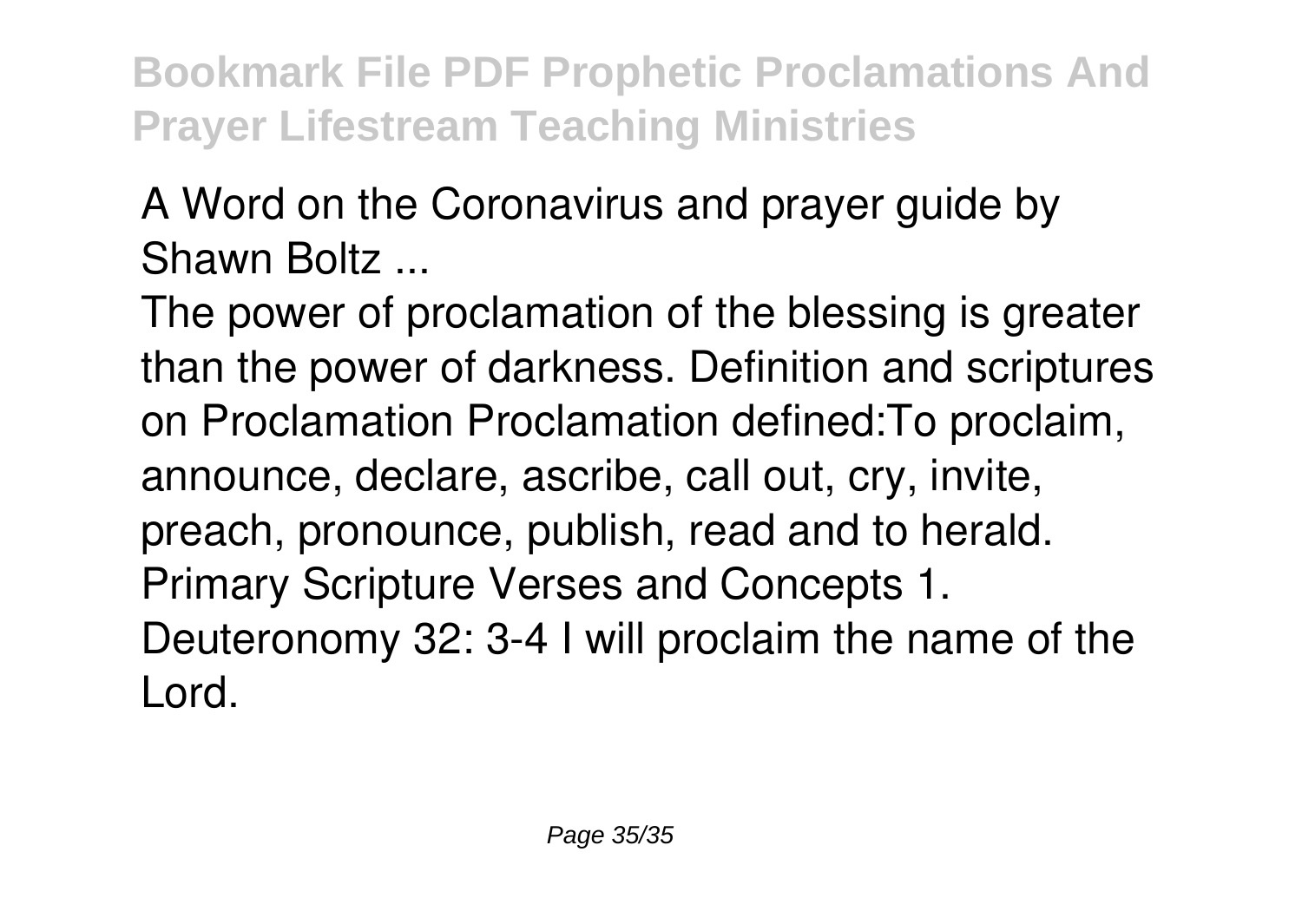A Word on the Coronavirus and prayer guide by Shawn Boltz ...

The power of proclamation of the blessing is greater than the power of darkness. Definition and scriptures on Proclamation Proclamation defined:To proclaim, announce, declare, ascribe, call out, cry, invite, preach, pronounce, publish, read and to herald. Primary Scripture Verses and Concepts 1. Deuteronomy 32: 3-4 I will proclaim the name of the Lord.